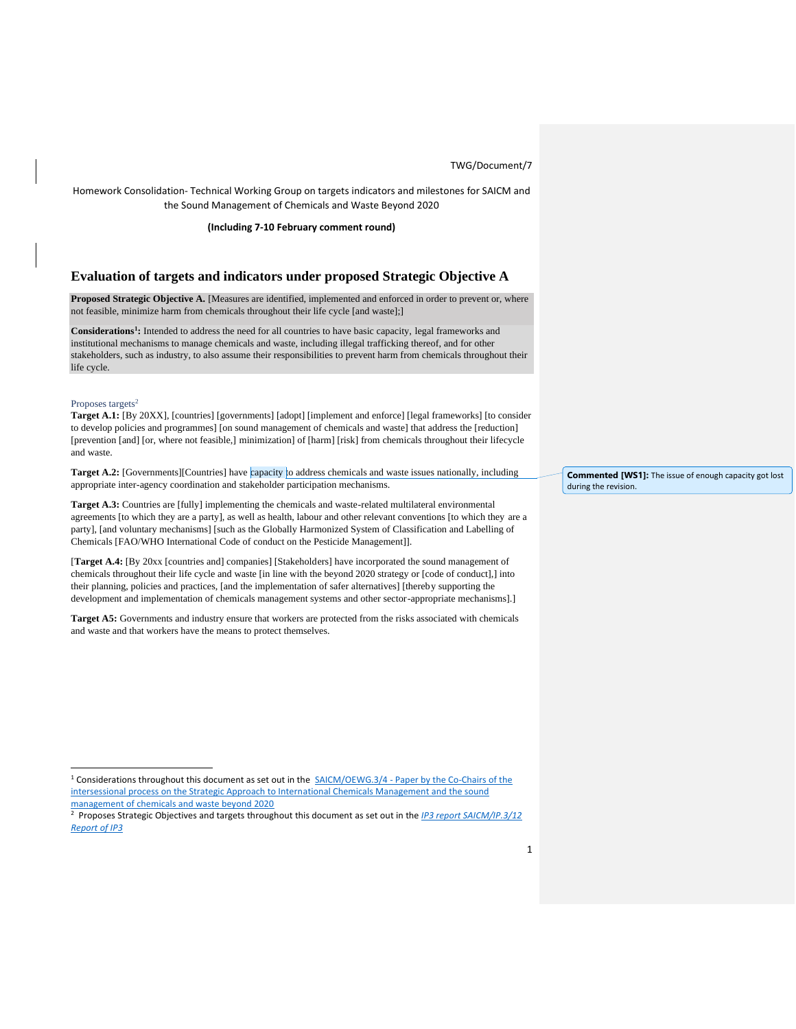TWG/Document/7

Homework Consolidation- Technical Working Group on targets indicators and milestones for SAICM and the Sound Management of Chemicals and Waste Beyond 2020

**(Including 7-10 February comment round)**

# Evaluation of targets and indicators under proposed Strategic Objective A

**Proposed Strategic Objective A.** [Measures are identified, implemented and enforced in order to prevent or, where not feasible, minimize harm from chemicals throughout their life cycle [and waste];]

**Considerations[1]:** Intended to address the need for all countries to have basic capacity, legal frameworks and institutional mechanisms to manage chemicals and waste, including illegal trafficking thereof, and for other stakeholders, such as industry, to also assume their responsibilities to prevent harm from chemicals throughout their life cycle.

Proposes targets[2]

**Target A.1:** [By 20XX], [countries] [governments] [adopt] [implement and enforce] [legal frameworks] [to consider to develop policies and programmes] [on sound management of chemicals and waste] that address the [reduction] [prevention [and] [or, where not feasible,] minimization] of [harm] [risk] from chemicals throughout their lifecycle and waste.

**Target A.2:** [Governments][Countries] have capacity to address chemicals and waste issues nationally, including appropriate inter-agency coordination and stakeholder participation mechanisms.

> **Commented [WS1]:** The issue of enough capacity got lost during the revision.

**Target A.3:** Countries are [fully] implementing the chemicals and waste-related multilateral environmental agreements [to which they are a party], as well as health, labour and other relevant conventions [to which they are a party], [and voluntary mechanisms] [such as the Globally Harmonized System of Classification and Labelling of Chemicals [FAO/WHO International Code of conduct on the Pesticide Management]].

[**Target A.4:** [By 20xx [countries and] companies] [Stakeholders] have incorporated the sound management of chemicals throughout their life cycle and waste [in line with the beyond 2020 strategy or [code of conduct],] into their planning, policies and practices, [and the implementation of safer alternatives] [thereby supporting the development and implementation of chemicals management systems and other sector-appropriate mechanisms].]

**Target A5:** Governments and industry ensure that workers are protected from the risks associated with chemicals and waste and that workers have the means to protect themselves.

---

[1] Considerations throughout this document as set out in the SAICM/OEWG.3/4 - Paper by the Co-Chairs of the intersessional process on the Strategic Approach to International Chemicals Management and the sound management of chemicals and waste beyond 2020

[2] Proposes Strategic Objectives and targets throughout this document as set out in the *IP3 report SAICM/IP.3/12 Report of IP3*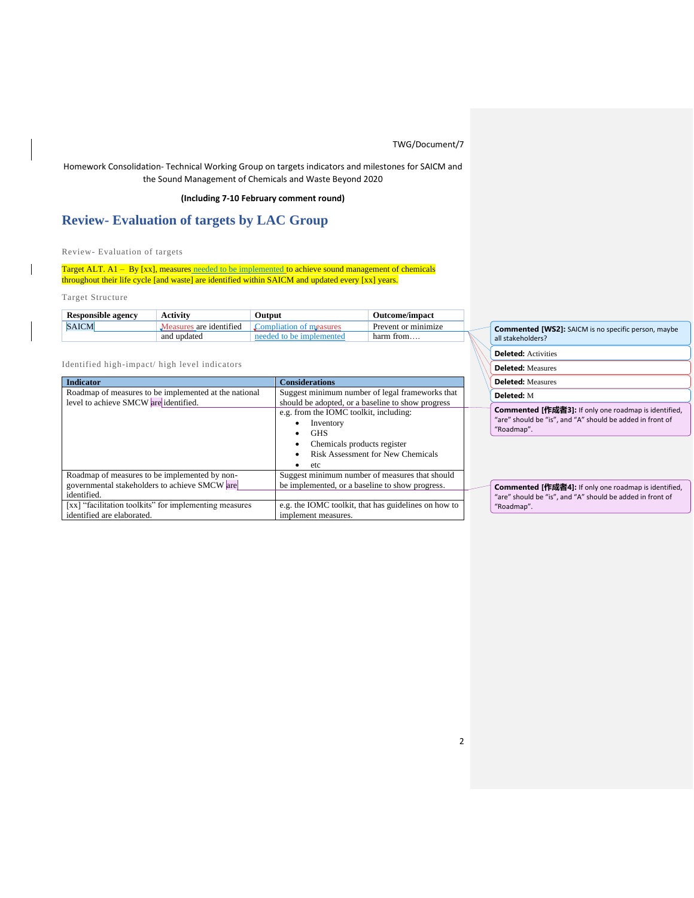TWG/Document/7

Homework Consolidation- Technical Working Group on targets indicators and milestones for SAICM and the Sound Management of Chemicals and Waste Beyond 2020

**(Including 7-10 February comment round)**

# Review- Evaluation of targets by LAC Group

Review- Evaluation of targets

Target ALT. A1 – By [xx], measures needed to be implemented to achieve sound management of chemicals throughout their life cycle [and waste] are identified within SAICM and updated every [xx] years.

Target Structure

| Responsible agency | Activity | Output | Outcome/impact |
|---|---|---|---|
| SAICM | Measures are identified and updated | Compliation of measures needed to be implemented | Prevent or minimize harm from…. |

Identified high-impact/ high level indicators

| Indicator | Considerations |
|---|---|
| Roadmap of measures to be implemented at the national level to achieve SMCW are identified. | Suggest minimum number of legal frameworks that should be adopted, or a baseline to show progress<br>e.g. from the IOMC toolkit, including:<br>• Inventory<br>• GHS<br>• Chemicals products register<br>• Risk Assessment for New Chemicals<br>• etc |
| Roadmap of measures to be implemented by non-governmental stakeholders to achieve SMCW are identified. | Suggest minimum number of measures that should be implemented, or a baseline to show progress. |
| [xx] "facilitation toolkits" for implementing measures identified are elaborated. | e.g. the IOMC toolkit, that has guidelines on how to implement measures. |

**Commented [WS2]:** SAICM is no specific person, maybe all stakeholders?

**Deleted:** Activities

**Deleted:** Measures

**Deleted:** Measures

**Deleted:** M

**Commented [作成者3]:** If only one roadmap is identified, "are" should be "is", and "A" should be added in front of "Roadmap".

**Commented [作成者4]:** If only one roadmap is identified, "are" should be "is", and "A" should be added in front of "Roadmap".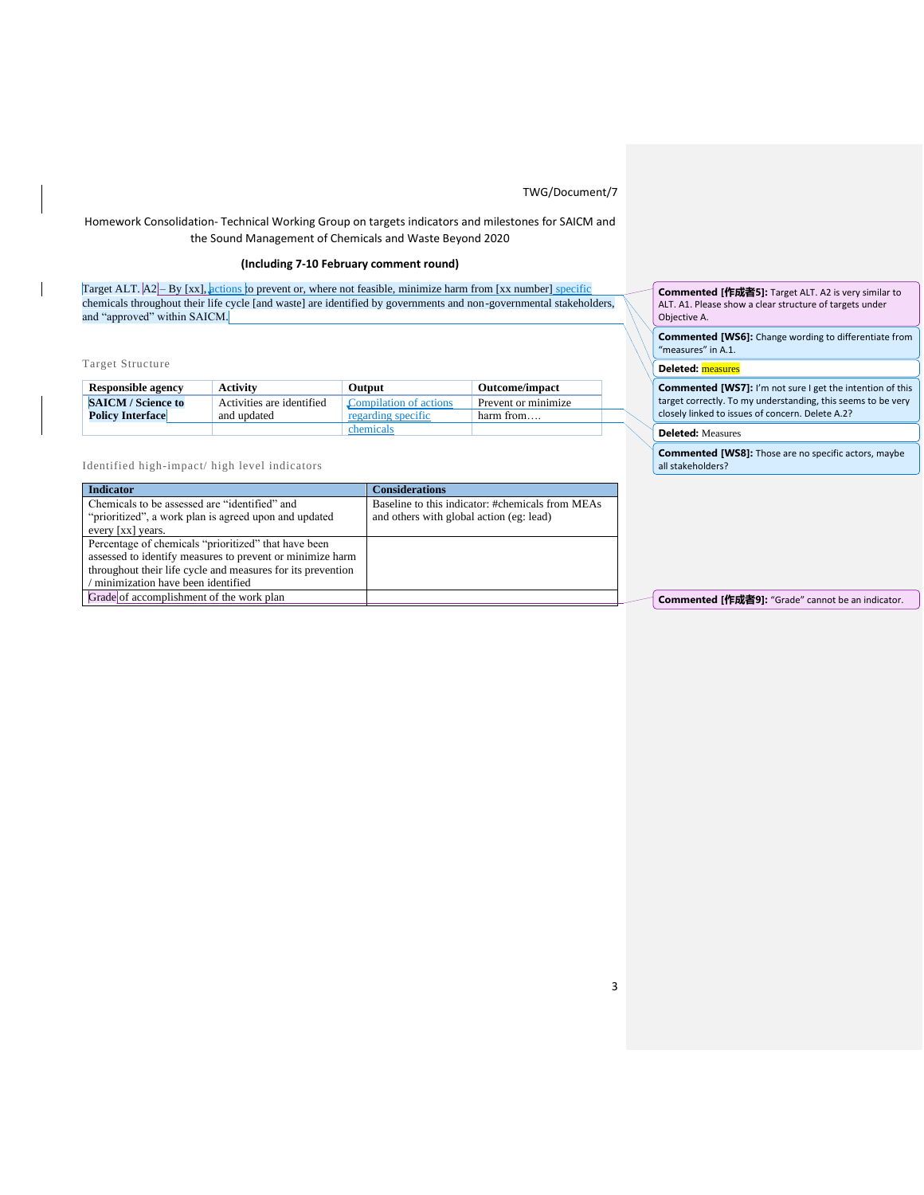TWG/Document/7

Homework Consolidation- Technical Working Group on targets indicators and milestones for SAICM and the Sound Management of Chemicals and Waste Beyond 2020

**(Including 7-10 February comment round)**

Target ALT. A2 – By [xx], actions to prevent or, where not feasible, minimize harm from [xx number] specific chemicals throughout their life cycle [and waste] are identified by governments and non-governmental stakeholders, and "approved" within SAICM.

Target Structure

| Responsible agency | Activity | Output | Outcome/impact |
|---|---|---|---|
| **SAICM / Science to Policy Interface** | Activities are identified and updated | Compilation of actions regarding specific chemicals | Prevent or minimize harm from…. |

Identified high-impact/ high level indicators

| Indicator | Considerations |
|---|---|
| Chemicals to be assessed are "identified" and "prioritized", a work plan is agreed upon and updated every [xx] years. | Baseline to this indicator: #chemicals from MEAs and others with global action (eg: lead) |
| Percentage of chemicals "prioritized" that have been assessed to identify measures to prevent or minimize harm throughout their life cycle and measures for its prevention / minimization have been identified | |
| Grade of accomplishment of the work plan | |

**Commented [作成者5]:** Target ALT. A2 is very similar to ALT. A1. Please show a clear structure of targets under Objective A.

**Commented [WS6]:** Change wording to differentiate from "measures" in A.1.

**Deleted:** measures

**Commented [WS7]:** I'm not sure I get the intention of this target correctly. To my understanding, this seems to be very closely linked to issues of concern. Delete A.2?

**Deleted:** Measures

**Commented [WS8]:** Those are no specific actors, maybe all stakeholders?

**Commented [作成者9]:** "Grade" cannot be an indicator.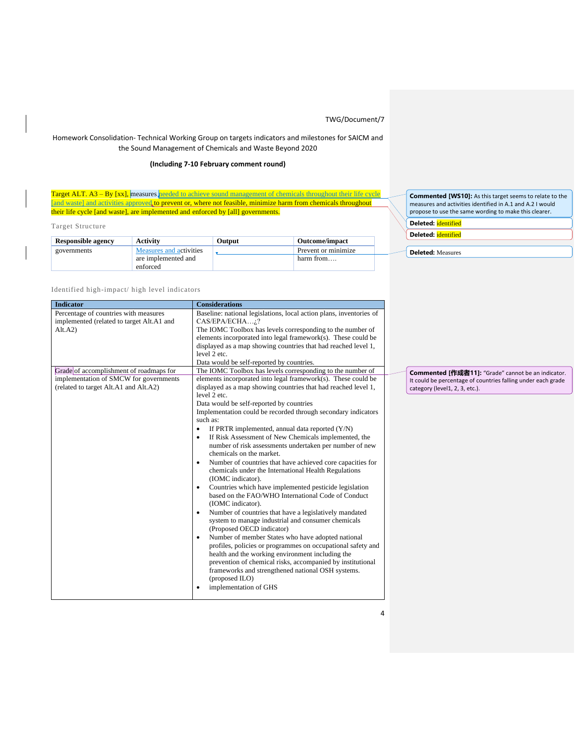TWG/Document/7

Homework Consolidation- Technical Working Group on targets indicators and milestones for SAICM and the Sound Management of Chemicals and Waste Beyond 2020

**(Including 7-10 February comment round)**

Target ALT. A3 – By [xx], measures needed to achieve sound management of chemicals throughout their life cycle [and waste] and activities approved to prevent or, where not feasible, minimize harm from chemicals throughout their life cycle [and waste], are implemented and enforced by [all] governments.

Target Structure

| Responsible agency | Activity | Output | Outcome/impact |
|---|---|---|---|
| governments | Measures and activities are implemented and enforced | | Prevent or minimize harm from…. |

Identified high-impact/ high level indicators

| Indicator | Considerations |
|---|---|
| Percentage of countries with measures implemented (related to target Alt.A1 and Alt.A2) | Baseline: national legislations, local action plans, inventories of CAS/EPA/ECHA…¿?<br>The IOMC Toolbox has levels corresponding to the number of elements incorporated into legal framework(s). These could be displayed as a map showing countries that had reached level 1, level 2 etc.<br>Data would be self-reported by countries. |
| Grade of accomplishment of roadmaps for implementation of SMCW for governments (related to target Alt.A1 and Alt.A2) | The IOMC Toolbox has levels corresponding to the number of elements incorporated into legal framework(s). These could be displayed as a map showing countries that had reached level 1, level 2 etc.<br>Data would be self-reported by countries<br>Implementation could be recorded through secondary indicators such as:<br>• If PRTR implemented, annual data reported (Y/N)<br>• If Risk Assessment of New Chemicals implemented, the number of risk assessments undertaken per number of new chemicals on the market.<br>• Number of countries that have achieved core capacities for chemicals under the International Health Regulations (IOMC indicator).<br>• Countries which have implemented pesticide legislation based on the FAO/WHO International Code of Conduct (IOMC indicator).<br>• Number of countries that have a legislatively mandated system to manage industrial and consumer chemicals (Proposed OECD indicator)<br>• Number of member States who have adopted national profiles, policies or programmes on occupational safety and health and the working environment including the prevention of chemical risks, accompanied by institutional frameworks and strengthened national OSH systems. (proposed ILO)<br>• implementation of GHS |

**Commented [WS10]:** As this target seems to relate to the measures and activities identified in A.1 and A.2 I would propose to use the same wording to make this clearer.

**Deleted:** identified

**Deleted:** identified

**Deleted:** Measures

**Commented [作成者11]:** "Grade" cannot be an indicator. It could be percentage of countries falling under each grade category (level1, 2, 3, etc.).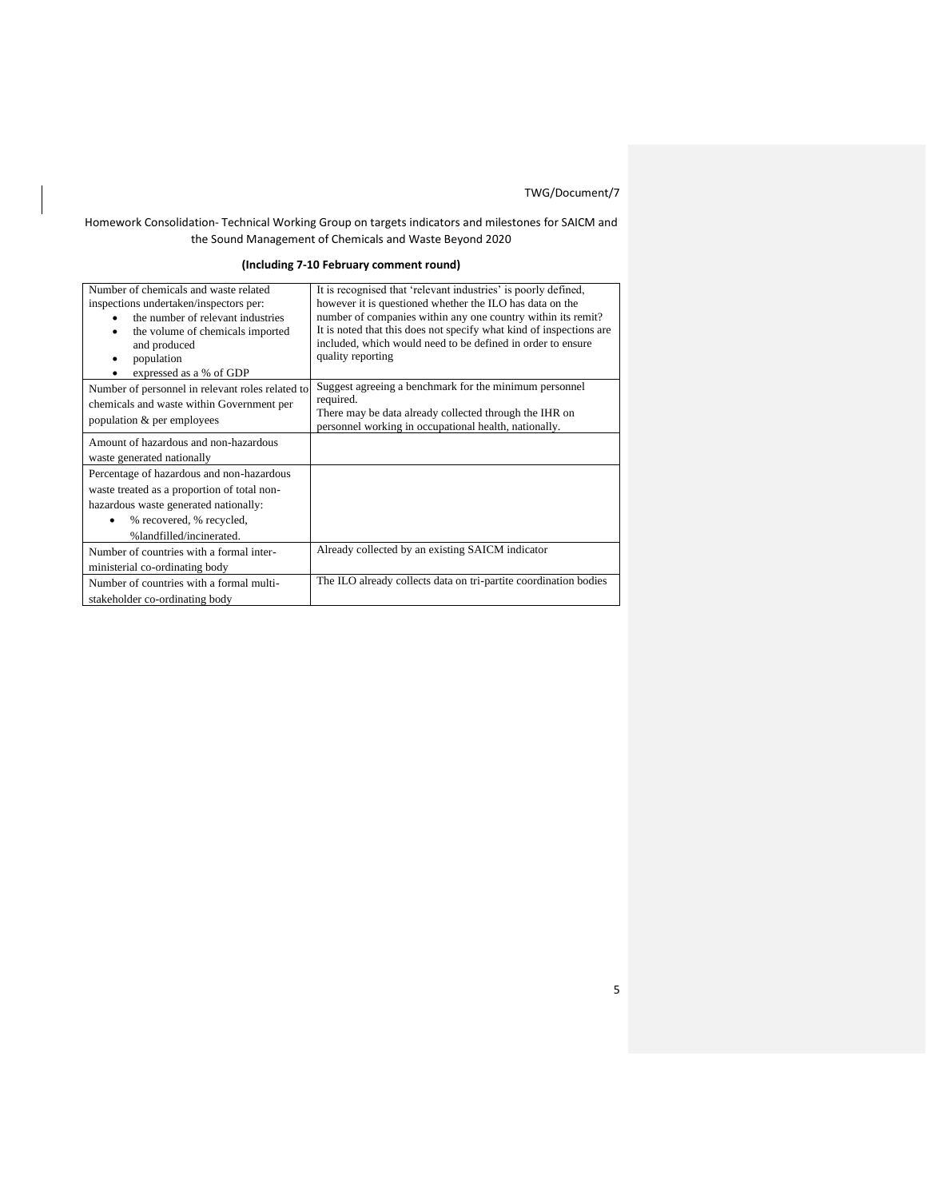Homework Consolidation- Technical Working Group on targets indicators and milestones for SAICM and the Sound Management of Chemicals and Waste Beyond 2020

**(Including 7-10 February comment round)**

| | |
|---|---|
| Number of chemicals and waste related inspections undertaken/inspectors per:<br>• the number of relevant industries<br>• the volume of chemicals imported and produced<br>• population<br>• expressed as a % of GDP | It is recognised that 'relevant industries' is poorly defined, however it is questioned whether the ILO has data on the number of companies within any one country within its remit? It is noted that this does not specify what kind of inspections are included, which would need to be defined in order to ensure quality reporting |
| Number of personnel in relevant roles related to chemicals and waste within Government per population & per employees | Suggest agreeing a benchmark for the minimum personnel required.<br>There may be data already collected through the IHR on personnel working in occupational health, nationally. |
| Amount of hazardous and non-hazardous waste generated nationally | |
| Percentage of hazardous and non-hazardous waste treated as a proportion of total non-hazardous waste generated nationally:<br>• % recovered, % recycled, %landfilled/incinerated. | |
| Number of countries with a formal inter-ministerial co-ordinating body | Already collected by an existing SAICM indicator |
| Number of countries with a formal multi-stakeholder co-ordinating body | The ILO already collects data on tri-partite coordination bodies |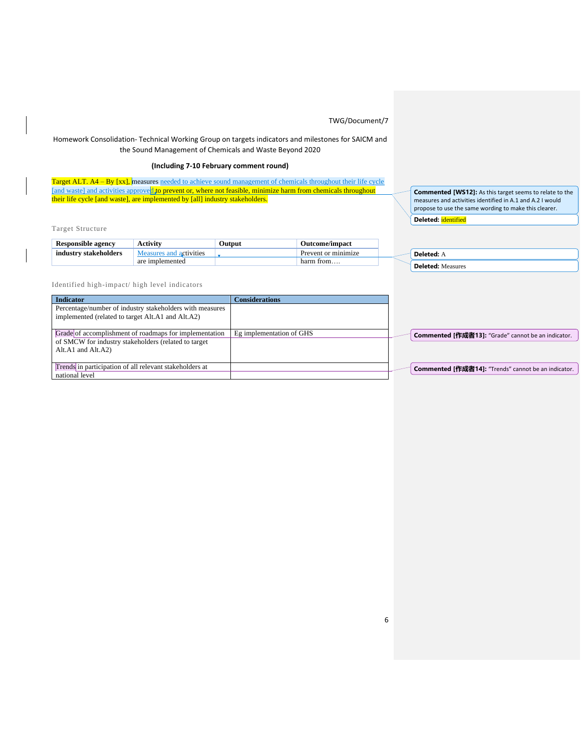TWG/Document/7

Homework Consolidation- Technical Working Group on targets indicators and milestones for SAICM and the Sound Management of Chemicals and Waste Beyond 2020

**(Including 7-10 February comment round)**

Target ALT. A4 – By [xx], measures needed to achieve sound management of chemicals throughout their life cycle [and waste] and activities approved to prevent or, where not feasible, minimize harm from chemicals throughout their life cycle [and waste], are implemented by [all] industry stakeholders.

Target Structure

| Responsible agency | Activity | Output | Outcome/impact |
|---|---|---|---|
| **industry stakeholders** | Measures and activities are implemented | | Prevent or minimize harm from…. |

Identified high-impact/ high level indicators

| Indicator | Considerations |
|---|---|
| Percentage/number of industry stakeholders with measures implemented (related to target Alt.A1 and Alt.A2) | |
| Grade of accomplishment of roadmaps for implementation of SMCW for industry stakeholders (related to target Alt.A1 and Alt.A2) | Eg implementation of GHS |
| Trends in participation of all relevant stakeholders at national level | |

**Commented [WS12]:** As this target seems to relate to the measures and activities identified in A.1 and A.2 I would propose to use the same wording to make this clearer.

**Deleted:** identified

**Deleted:** A

**Deleted:** Measures

**Commented [作成者13]:** "Grade" cannot be an indicator.

**Commented [作成者14]:** "Trends" cannot be an indicator.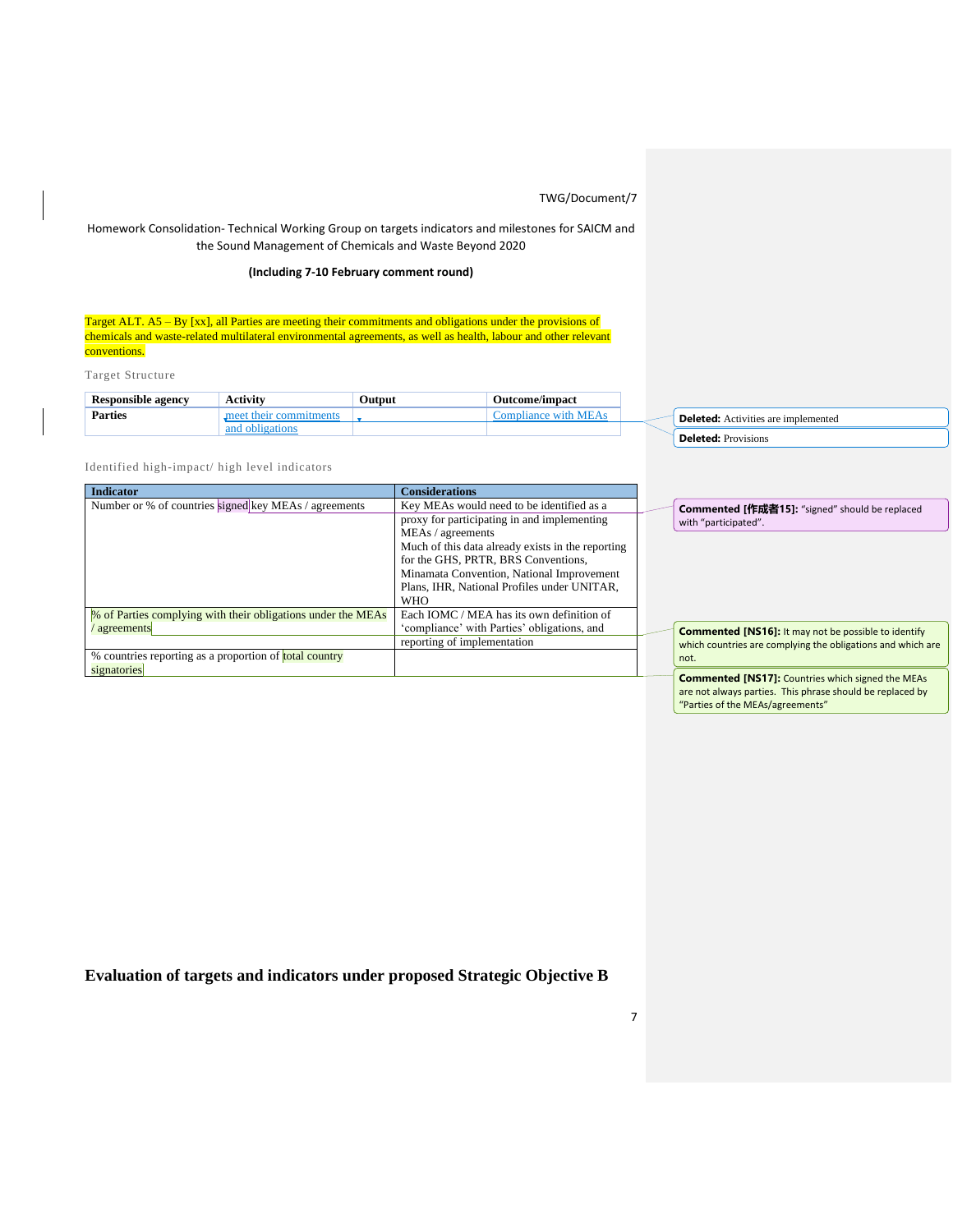Homework Consolidation- Technical Working Group on targets indicators and milestones for SAICM and the Sound Management of Chemicals and Waste Beyond 2020

**(Including 7-10 February comment round)**

Target ALT. A5 – By [xx], all Parties are meeting their commitments and obligations under the provisions of chemicals and waste-related multilateral environmental agreements, as well as health, labour and other relevant conventions.

Target Structure

| Responsible agency | Activity | Output | Outcome/impact |
|---|---|---|---|
| **Parties** | meet their commitments and obligations | | Compliance with MEAs |

Identified high-impact/ high level indicators

| Indicator | Considerations |
|---|---|
| Number or % of countries signed key MEAs / agreements | Key MEAs would need to be identified as a proxy for participating in and implementing MEAs / agreements<br>Much of this data already exists in the reporting for the GHS, PRTR, BRS Conventions, Minamata Convention, National Improvement Plans, IHR, National Profiles under UNITAR, WHO |
| % of Parties complying with their obligations under the MEAs / agreements | Each IOMC / MEA has its own definition of 'compliance' with Parties' obligations, and reporting of implementation |
| % countries reporting as a proportion of total country signatories | |

**Deleted:** Activities are implemented

**Deleted:** Provisions

**Commented [作成者15]:** "signed" should be replaced with "participated".

**Commented [NS16]:** It may not be possible to identify which countries are complying the obligations and which are not.

**Commented [NS17]:** Countries which signed the MEAs are not always parties. This phrase should be replaced by "Parties of the MEAs/agreements"

## Evaluation of targets and indicators under proposed Strategic Objective B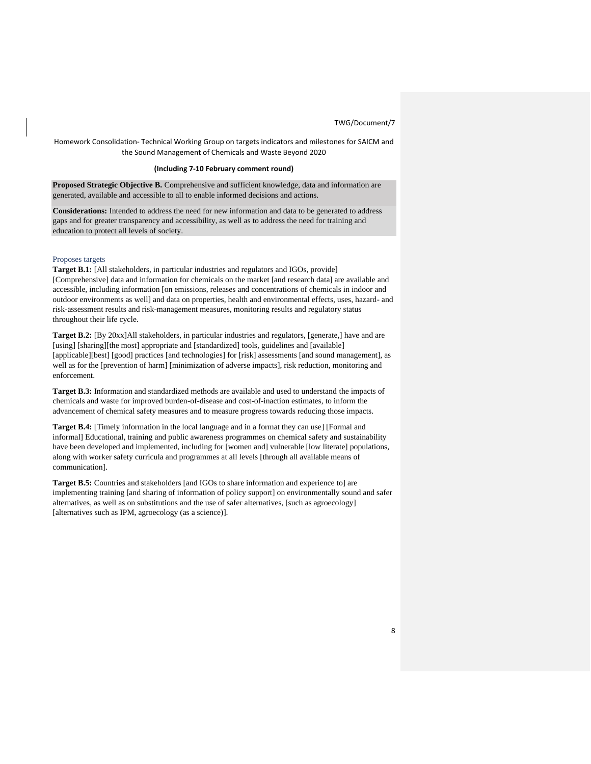Homework Consolidation- Technical Working Group on targets indicators and milestones for SAICM and the Sound Management of Chemicals and Waste Beyond 2020

**(Including 7-10 February comment round)**

**Proposed Strategic Objective B.** Comprehensive and sufficient knowledge, data and information are generated, available and accessible to all to enable informed decisions and actions.

**Considerations:** Intended to address the need for new information and data to be generated to address gaps and for greater transparency and accessibility, as well as to address the need for training and education to protect all levels of society.

### Proposes targets

**Target B.1:** [All stakeholders, in particular industries and regulators and IGOs, provide] [Comprehensive] data and information for chemicals on the market [and research data] are available and accessible, including information [on emissions, releases and concentrations of chemicals in indoor and outdoor environments as well] and data on properties, health and environmental effects, uses, hazard- and risk-assessment results and risk-management measures, monitoring results and regulatory status throughout their life cycle.

**Target B.2:** [By 20xx]All stakeholders, in particular industries and regulators, [generate,] have and are [using] [sharing][the most] appropriate and [standardized] tools, guidelines and [available] [applicable][best] [good] practices [and technologies] for [risk] assessments [and sound management], as well as for the [prevention of harm] [minimization of adverse impacts], risk reduction, monitoring and enforcement.

**Target B.3:** Information and standardized methods are available and used to understand the impacts of chemicals and waste for improved burden-of-disease and cost-of-inaction estimates, to inform the advancement of chemical safety measures and to measure progress towards reducing those impacts.

**Target B.4:** [Timely information in the local language and in a format they can use] [Formal and informal] Educational, training and public awareness programmes on chemical safety and sustainability have been developed and implemented, including for [women and] vulnerable [low literate] populations, along with worker safety curricula and programmes at all levels [through all available means of communication].

**Target B.5:** Countries and stakeholders [and IGOs to share information and experience to] are implementing training [and sharing of information of policy support] on environmentally sound and safer alternatives, as well as on substitutions and the use of safer alternatives, [such as agroecology] [alternatives such as IPM, agroecology (as a science)].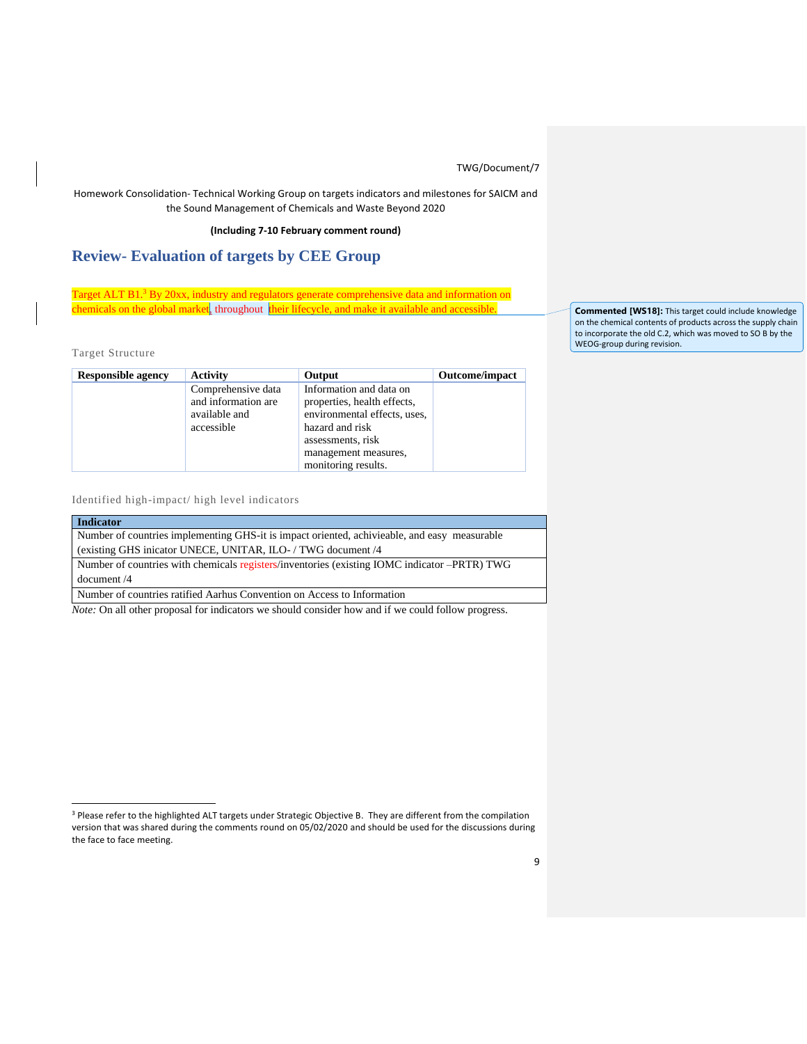Homework Consolidation- Technical Working Group on targets indicators and milestones for SAICM and the Sound Management of Chemicals and Waste Beyond 2020

**(Including 7-10 February comment round)**

## Review- Evaluation of targets by CEE Group

Target ALT B1.[3] By 20xx, industry and regulators generate comprehensive data and information on chemicals on the global market, throughout their lifecycle, and make it available and accessible.

**Commented [WS18]:** This target could include knowledge on the chemical contents of products across the supply chain to incorporate the old C.2, which was moved to SO B by the WEOG-group during revision.

Target Structure

| Responsible agency | Activity | Output | Outcome/impact |
|---|---|---|---|
| | Comprehensive data and information are available and accessible | Information and data on properties, health effects, environmental effects, uses, hazard and risk assessments, risk management measures, monitoring results. | |

Identified high-impact/ high level indicators

| Indicator |
|---|
| Number of countries implementing GHS-it is impact oriented, achivieable, and easy measurable (existing GHS inicator UNECE, UNITAR, ILO- / TWG document /4 |
| Number of countries with chemicals registers/inventories (existing IOMC indicator –PRTR) TWG document /4 |
| Number of countries ratified Aarhus Convention on Access to Information |

*Note:* On all other proposal for indicators we should consider how and if we could follow progress.

[3] Please refer to the highlighted ALT targets under Strategic Objective B. They are different from the compilation version that was shared during the comments round on 05/02/2020 and should be used for the discussions during the face to face meeting.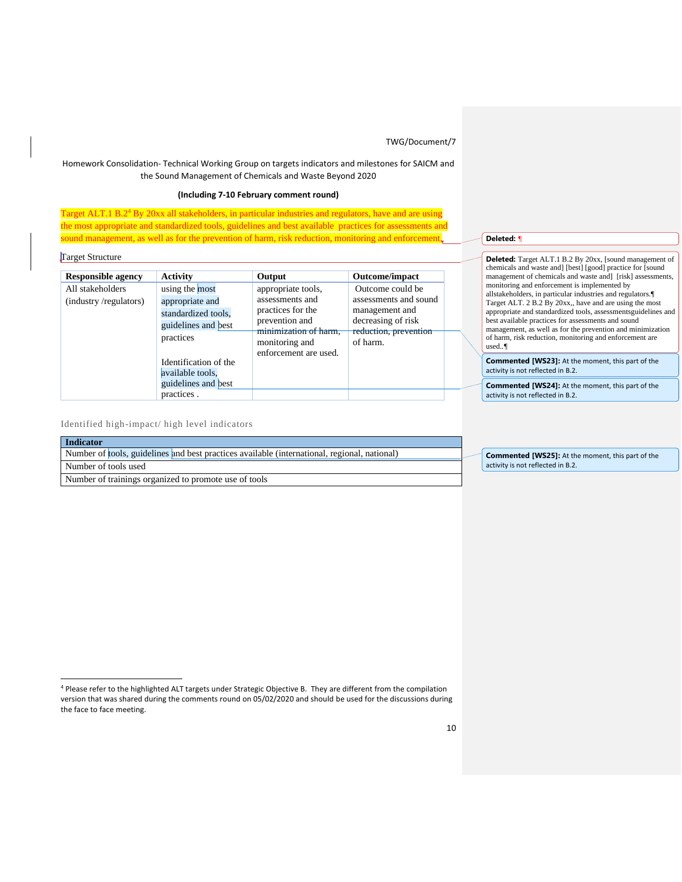Homework Consolidation- Technical Working Group on targets indicators and milestones for SAICM and the Sound Management of Chemicals and Waste Beyond 2020

**(Including 7-10 February comment round)**

Target ALT.1 B.2[4] By 20xx all stakeholders, in particular industries and regulators, have and are using the most appropriate and standardized tools, guidelines and best available practices for assessments and sound management, as well as for the prevention of harm, risk reduction, monitoring and enforcement.

Target Structure

| Responsible agency | Activity | Output | Outcome/impact |
|---|---|---|---|
| All stakeholders (industry /regulators) | using the most appropriate and standardized tools, guidelines and best practices<br><br>Identification of the available tools, guidelines and best practices . | appropriate tools, assessments and practices for the prevention and minimization of harm, monitoring and enforcement are used. | Outcome could be assessments and sound management and decreasing of risk reduction, prevention of harm. |

Identified high-impact/ high level indicators

| Indicator |
|---|
| Number of tools, guidelines and best practices available (international, regional, national) |
| Number of tools used |
| Number of trainings organized to promote use of tools |

**Deleted:** ¶

**Deleted:** Target ALT.1 B.2 By 20xx, [sound management of chemicals and waste and] [best] [good] practice for [sound management of chemicals and waste and] [risk] assessments, monitoring and enforcement is implemented by allstakeholders, in particular industries and regulators.¶
Target ALT. 2 B.2 By 20xx,, have and are using the most appropriate and standardized tools, assessmentsguidelines and best available practices for assessments and sound management, as well as for the prevention and minimization of harm, risk reduction, monitoring and enforcement are used..¶

**Commented [WS23]:** At the moment, this part of the activity is not reflected in B.2.

**Commented [WS24]:** At the moment, this part of the activity is not reflected in B.2.

**Commented [WS25]:** At the moment, this part of the activity is not reflected in B.2.

[4] Please refer to the highlighted ALT targets under Strategic Objective B. They are different from the compilation version that was shared during the comments round on 05/02/2020 and should be used for the discussions during the face to face meeting.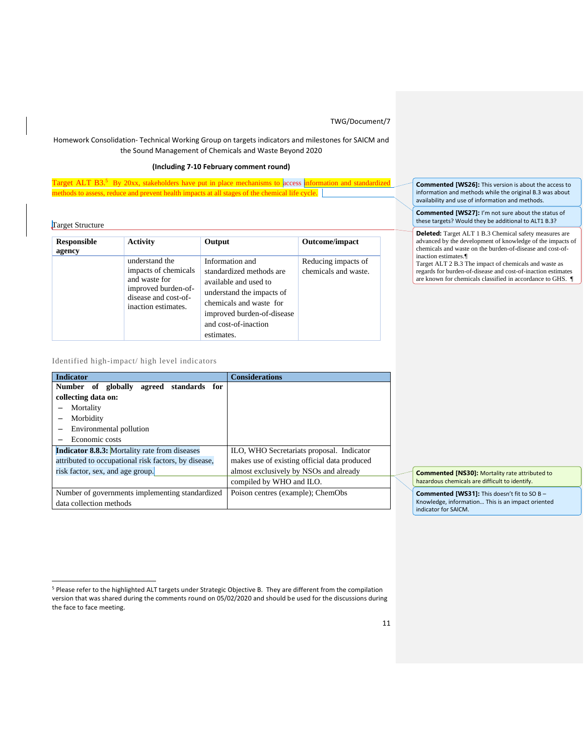TWG/Document/7

Homework Consolidation- Technical Working Group on targets indicators and milestones for SAICM and the Sound Management of Chemicals and Waste Beyond 2020

**(Including 7-10 February comment round)**

Target ALT B3.[5] By 20xx, stakeholders have put in place mechanisms to access information and standardized methods to assess, reduce and prevent health impacts at all stages of the chemical life cycle.

> **Commented [WS26]:** This version is about the access to information and methods while the original B.3 was about availability and use of information and methods.

> **Commented [WS27]:** I'm not sure about the status of these targets? Would they be additional to ALT1 B.3?

> **Deleted:** Target ALT 1 B.3 Chemical safety measures are advanced by the development of knowledge of the impacts of chemicals and waste on the burden-of-disease and cost-of-inaction estimates.
> Target ALT 2 B.3 The impact of chemicals and waste as regards for burden-of-disease and cost-of-inaction estimates are known for chemicals classified in accordance to GHS.

Target Structure

| Responsible agency | Activity | Output | Outcome/impact |
|---|---|---|---|
| | understand the impacts of chemicals and waste for improved burden-of-disease and cost-of-inaction estimates. | Information and standardized methods are available and used to understand the impacts of chemicals and waste for improved burden-of-disease and cost-of-inaction estimates. | Reducing impacts of chemicals and waste. |

Identified high-impact/ high level indicators

| Indicator | Considerations |
|---|---|
| **Number of globally agreed standards for collecting data on:**<br>– Mortality<br>– Morbidity<br>– Environmental pollution<br>– Economic costs | |
| **Indicator 8.8.3:** Mortality rate from diseases attributed to occupational risk factors, by disease, risk factor, sex, and age group. | ILO, WHO Secretariats proposal. Indicator makes use of existing official data produced almost exclusively by NSOs and already compiled by WHO and ILO. |
| Number of governments implementing standardized data collection methods | Poison centres (example); ChemObs |

> **Commented [NS30]:** Mortality rate attributed to hazardous chemicals are difficult to identify.

> **Commented [WS31]:** This doesn't fit to SO B – Knowledge, information… This is an impact oriented indicator for SAICM.

[5] Please refer to the highlighted ALT targets under Strategic Objective B. They are different from the compilation version that was shared during the comments round on 05/02/2020 and should be used for the discussions during the face to face meeting.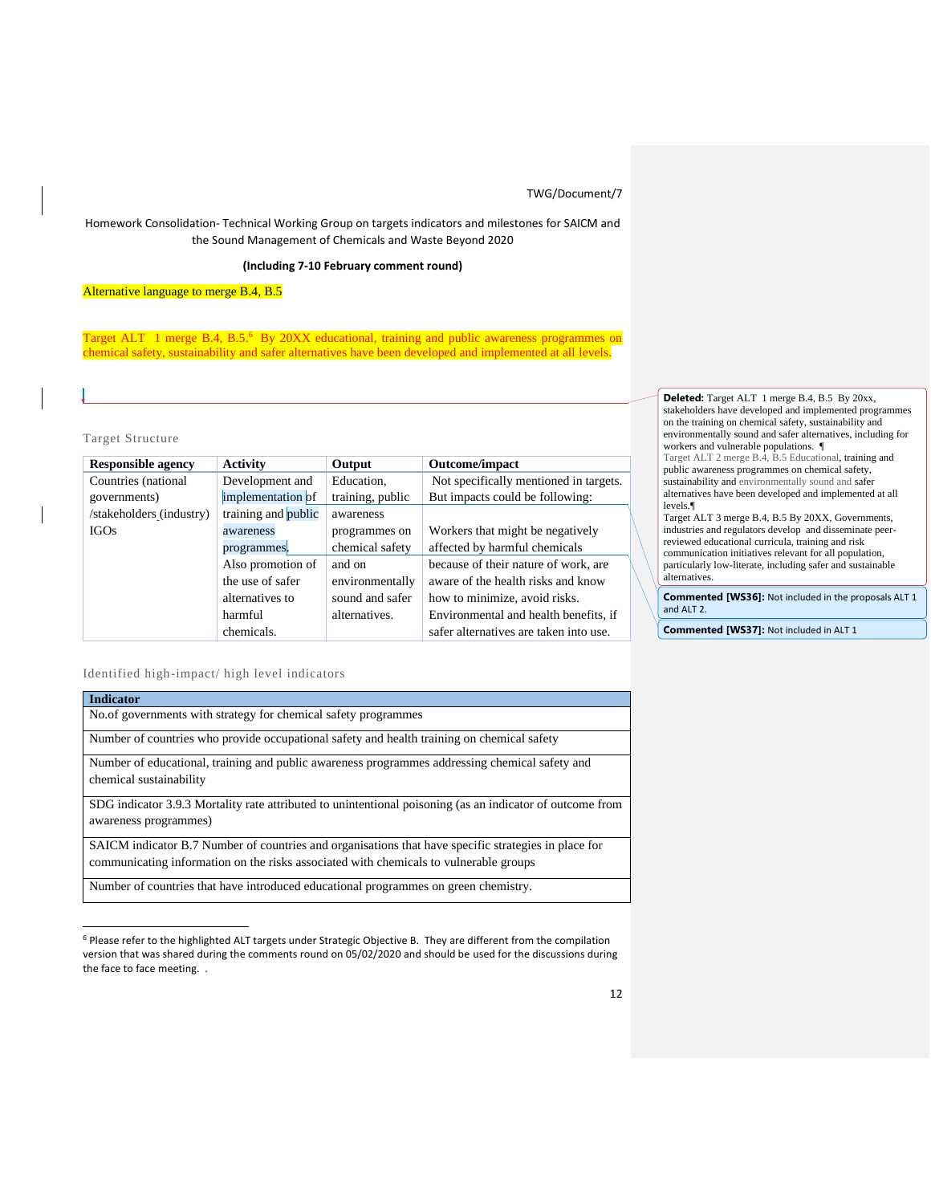TWG/Document/7

Homework Consolidation- Technical Working Group on targets indicators and milestones for SAICM and the Sound Management of Chemicals and Waste Beyond 2020

**(Including 7-10 February comment round)**

Alternative language to merge B.4, B.5

Target ALT 1 merge B.4, B.5.[6] By 20XX educational, training and public awareness programmes on chemical safety, sustainability and safer alternatives have been developed and implemented at all levels.

Target Structure

| Responsible agency | Activity | Output | Outcome/impact |
|---|---|---|---|
| Countries (national governments) /stakeholders (industry) IGOs | Development and implementation of training and public awareness programmes. Also promotion of the use of safer alternatives to harmful chemicals. | Education, training, public awareness programmes on chemical safety and on environmentally sound and safer alternatives. | Not specifically mentioned in targets. But impacts could be following: Workers that might be negatively affected by harmful chemicals because of their nature of work, are aware of the health risks and know how to minimize, avoid risks. Environmental and health benefits, if safer alternatives are taken into use. |

Identified high-impact/ high level indicators

| Indicator |
|---|
| No.of governments with strategy for chemical safety programmes |
| Number of countries who provide occupational safety and health training on chemical safety |
| Number of educational, training and public awareness programmes addressing chemical safety and chemical sustainability |
| SDG indicator 3.9.3 Mortality rate attributed to unintentional poisoning (as an indicator of outcome from awareness programmes) |
| SAICM indicator B.7 Number of countries and organisations that have specific strategies in place for communicating information on the risks associated with chemicals to vulnerable groups |
| Number of countries that have introduced educational programmes on green chemistry. |

[6] Please refer to the highlighted ALT targets under Strategic Objective B. They are different from the compilation version that was shared during the comments round on 05/02/2020 and should be used for the discussions during the face to face meeting. .

**Deleted:** Target ALT 1 merge B.4, B.5 By 20xx, stakeholders have developed and implemented programmes on the training on chemical safety, sustainability and environmentally sound and safer alternatives, including for workers and vulnerable populations. ¶
Target ALT 2 merge B.4, B.5 Educational, training and public awareness programmes on chemical safety, sustainability and environmentally sound and safer alternatives have been developed and implemented at all levels.¶
Target ALT 3 merge B.4, B.5 By 20XX, Governments, industries and regulators develop and disseminate peer-reviewed educational curricula, training and risk communication initiatives relevant for all population, particularly low-literate, including safer and sustainable alternatives.

**Commented [WS36]:** Not included in the proposals ALT 1 and ALT 2.

**Commented [WS37]:** Not included in ALT 1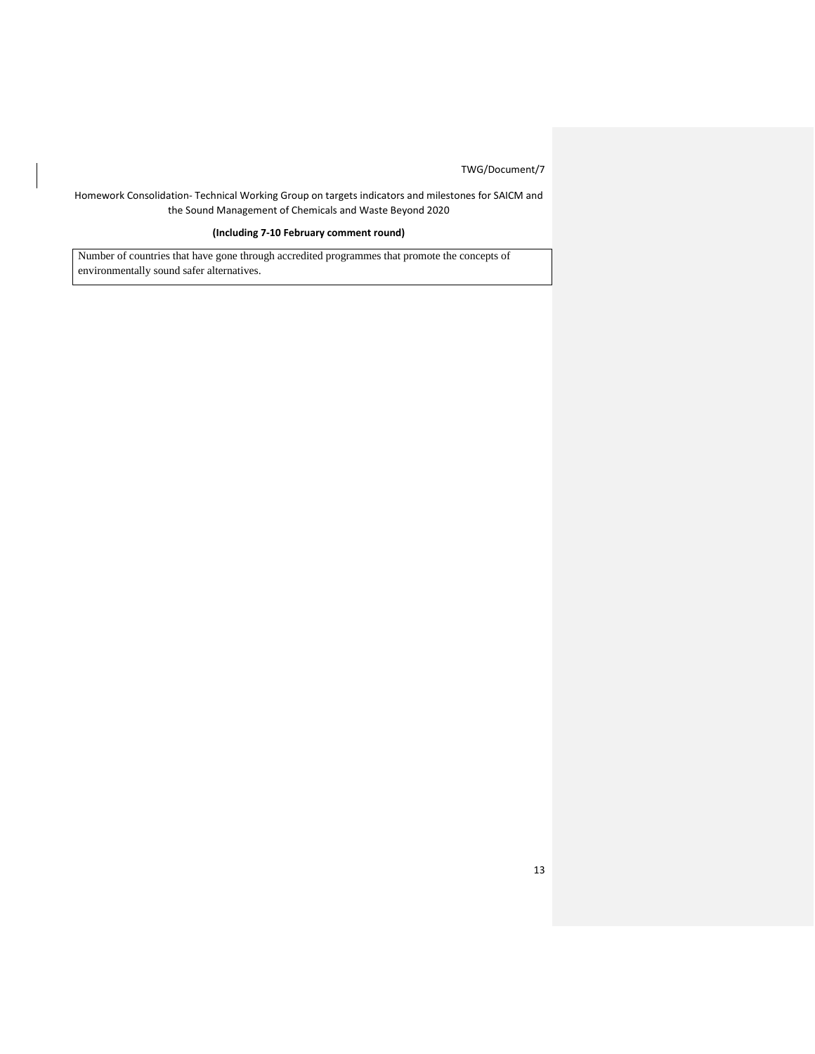Number of countries that have gone through accredited programmes that promote the concepts of environmentally sound safer alternatives.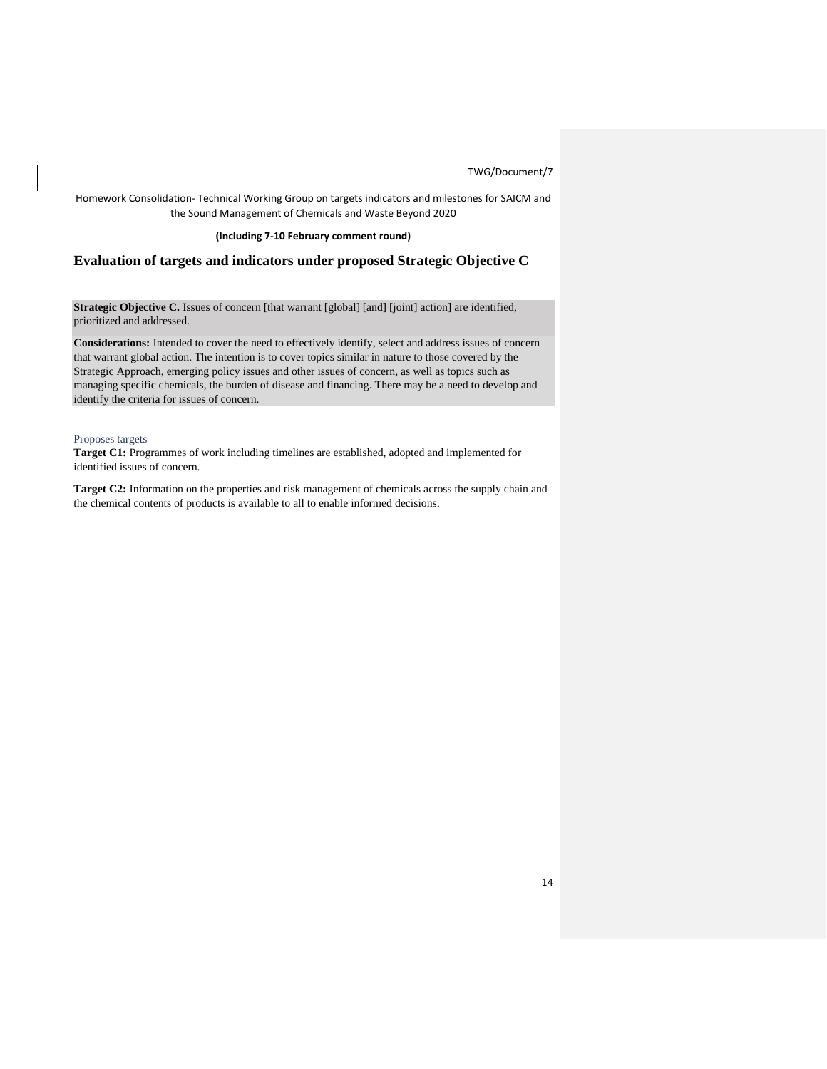Homework Consolidation- Technical Working Group on targets indicators and milestones for SAICM and the Sound Management of Chemicals and Waste Beyond 2020

**(Including 7-10 February comment round)**

## Evaluation of targets and indicators under proposed Strategic Objective C

**Strategic Objective C.** Issues of concern [that warrant [global] [and] [joint] action] are identified, prioritized and addressed.

**Considerations:** Intended to cover the need to effectively identify, select and address issues of concern that warrant global action. The intention is to cover topics similar in nature to those covered by the Strategic Approach, emerging policy issues and other issues of concern, as well as topics such as managing specific chemicals, the burden of disease and financing. There may be a need to develop and identify the criteria for issues of concern.

### Proposes targets

**Target C1:** Programmes of work including timelines are established, adopted and implemented for identified issues of concern.

**Target C2:** Information on the properties and risk management of chemicals across the supply chain and the chemical contents of products is available to all to enable informed decisions.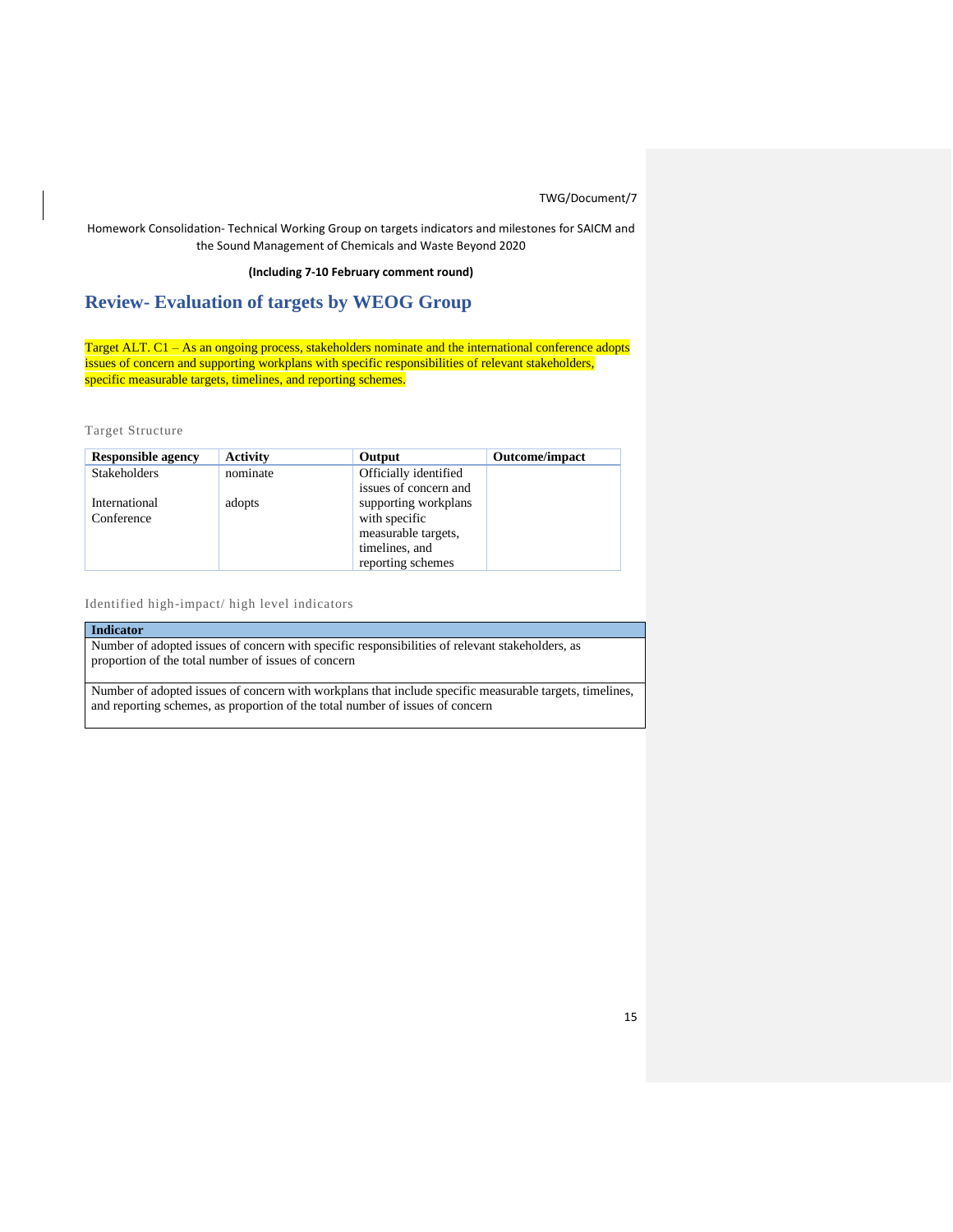Homework Consolidation- Technical Working Group on targets indicators and milestones for SAICM and the Sound Management of Chemicals and Waste Beyond 2020

**(Including 7-10 February comment round)**

## Review- Evaluation of targets by WEOG Group

Target ALT. C1 – As an ongoing process, stakeholders nominate and the international conference adopts issues of concern and supporting workplans with specific responsibilities of relevant stakeholders, specific measurable targets, timelines, and reporting schemes.

Target Structure

| Responsible agency | Activity | Output | Outcome/impact |
|---|---|---|---|
| Stakeholders<br><br>International Conference | nominate<br><br>adopts | Officially identified issues of concern and supporting workplans with specific measurable targets, timelines, and reporting schemes | |

Identified high-impact/ high level indicators

| Indicator |
|---|
| Number of adopted issues of concern with specific responsibilities of relevant stakeholders, as proportion of the total number of issues of concern |
| Number of adopted issues of concern with workplans that include specific measurable targets, timelines, and reporting schemes, as proportion of the total number of issues of concern |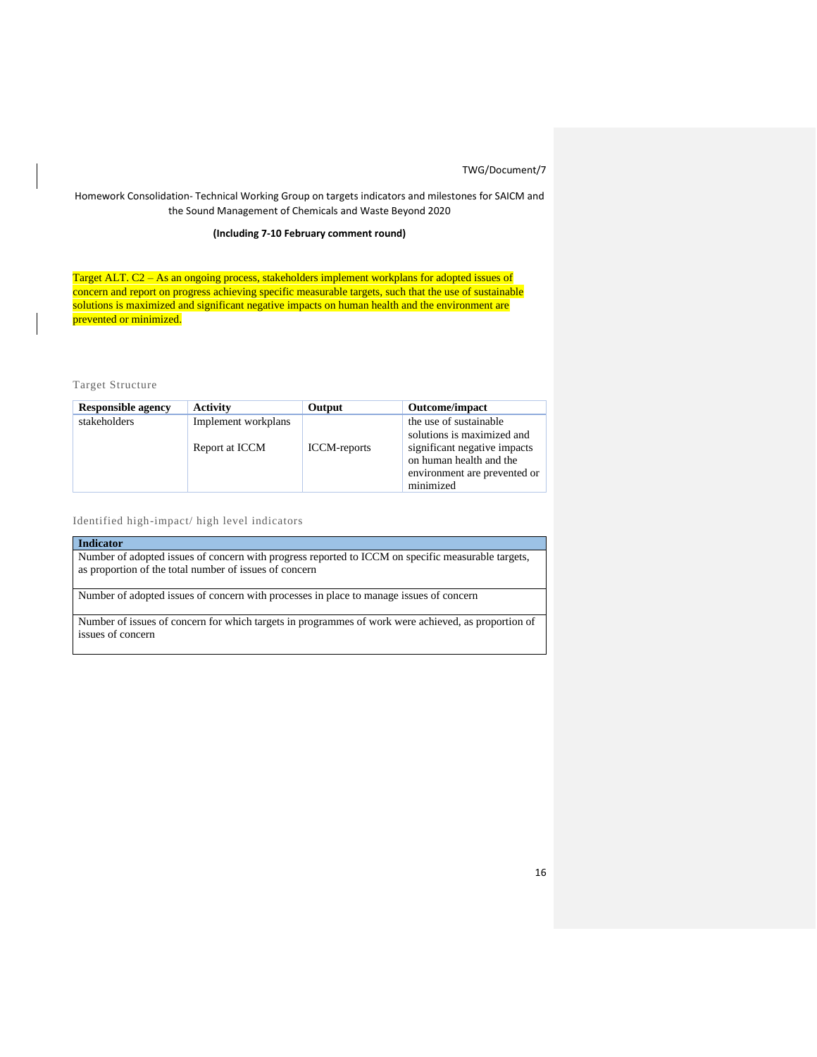Homework Consolidation- Technical Working Group on targets indicators and milestones for SAICM and the Sound Management of Chemicals and Waste Beyond 2020

**(Including 7-10 February comment round)**

Target ALT. C2 – As an ongoing process, stakeholders implement workplans for adopted issues of concern and report on progress achieving specific measurable targets, such that the use of sustainable solutions is maximized and significant negative impacts on human health and the environment are prevented or minimized.

### Target Structure

| Responsible agency | Activity | Output | Outcome/impact |
|---|---|---|---|
| stakeholders | Implement workplans<br><br>Report at ICCM | <br><br>ICCM-reports | the use of sustainable solutions is maximized and significant negative impacts on human health and the environment are prevented or minimized |

### Identified high-impact/ high level indicators

| Indicator |
|---|
| Number of adopted issues of concern with progress reported to ICCM on specific measurable targets, as proportion of the total number of issues of concern |
| Number of adopted issues of concern with processes in place to manage issues of concern |
| Number of issues of concern for which targets in programmes of work were achieved, as proportion of issues of concern |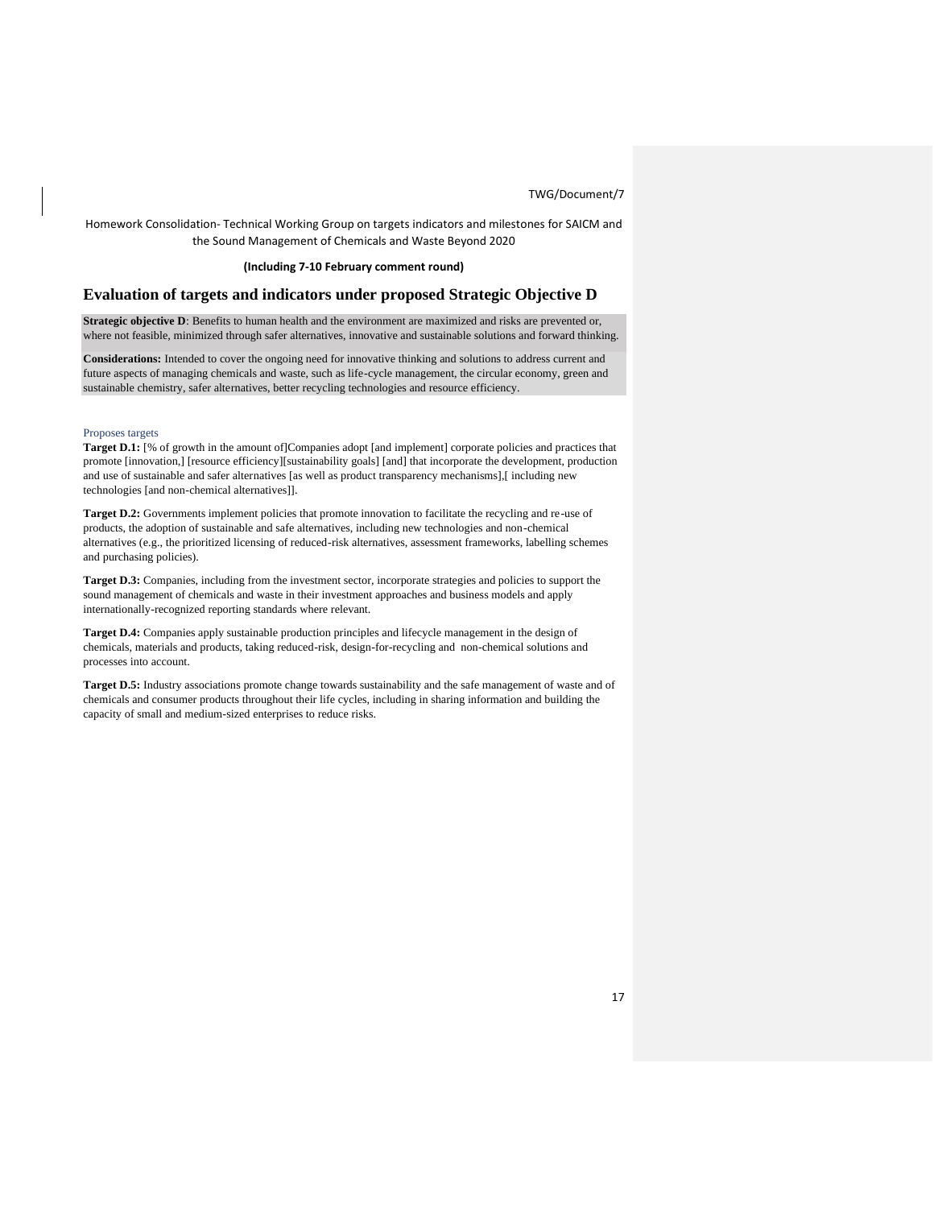TWG/Document/7

Homework Consolidation- Technical Working Group on targets indicators and milestones for SAICM and the Sound Management of Chemicals and Waste Beyond 2020

**(Including 7-10 February comment round)**

# Evaluation of targets and indicators under proposed Strategic Objective D

**Strategic objective D**: Benefits to human health and the environment are maximized and risks are prevented or, where not feasible, minimized through safer alternatives, innovative and sustainable solutions and forward thinking.

**Considerations:** Intended to cover the ongoing need for innovative thinking and solutions to address current and future aspects of managing chemicals and waste, such as life-cycle management, the circular economy, green and sustainable chemistry, safer alternatives, better recycling technologies and resource efficiency.

### Proposes targets

**Target D.1:** [% of growth in the amount of]Companies adopt [and implement] corporate policies and practices that promote [innovation,] [resource efficiency][sustainability goals] [and] that incorporate the development, production and use of sustainable and safer alternatives [as well as product transparency mechanisms],[ including new technologies [and non-chemical alternatives]].

**Target D.2:** Governments implement policies that promote innovation to facilitate the recycling and re-use of products, the adoption of sustainable and safe alternatives, including new technologies and non-chemical alternatives (e.g., the prioritized licensing of reduced-risk alternatives, assessment frameworks, labelling schemes and purchasing policies).

**Target D.3:** Companies, including from the investment sector, incorporate strategies and policies to support the sound management of chemicals and waste in their investment approaches and business models and apply internationally-recognized reporting standards where relevant.

**Target D.4:** Companies apply sustainable production principles and lifecycle management in the design of chemicals, materials and products, taking reduced-risk, design-for-recycling and non-chemical solutions and processes into account.

**Target D.5:** Industry associations promote change towards sustainability and the safe management of waste and of chemicals and consumer products throughout their life cycles, including in sharing information and building the capacity of small and medium-sized enterprises to reduce risks.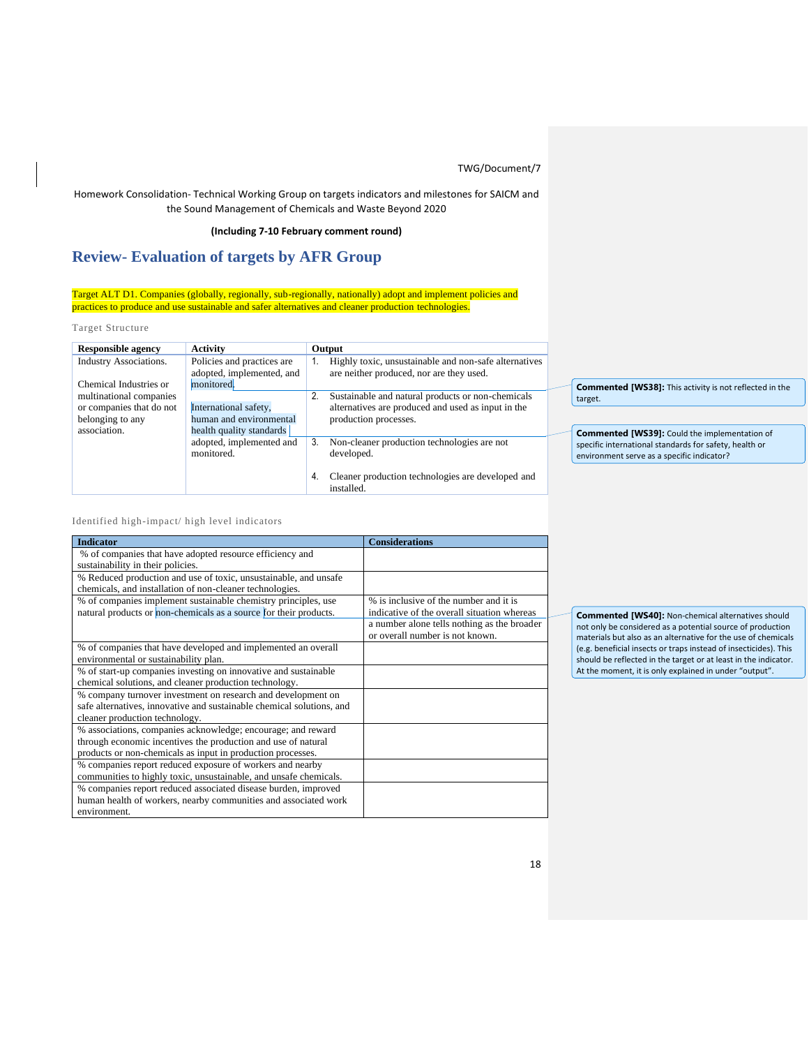TWG/Document/7

Homework Consolidation- Technical Working Group on targets indicators and milestones for SAICM and the Sound Management of Chemicals and Waste Beyond 2020

**(Including 7-10 February comment round)**

# Review- Evaluation of targets by AFR Group

Target ALT D1. Companies (globally, regionally, sub-regionally, nationally) adopt and implement policies and practices to produce and use sustainable and safer alternatives and cleaner production technologies.

Target Structure

| Responsible agency | Activity | Output |
|---|---|---|
| Industry Associations.<br><br>Chemical Industries or multinational companies or companies that do not belonging to any association. | Policies and practices are adopted, implemented, and monitored.<br><br>International safety, human and environmental health quality standards adopted, implemented and monitored. | 1. Highly toxic, unsustainable and non-safe alternatives are neither produced, nor are they used.<br><br>2. Sustainable and natural products or non-chemicals alternatives are produced and used as input in the production processes.<br><br>3. Non-cleaner production technologies are not developed.<br><br>4. Cleaner production technologies are developed and installed. |

**Commented [WS38]:** This activity is not reflected in the target.

**Commented [WS39]:** Could the implementation of specific international standards for safety, health or environment serve as a specific indicator?

Identified high-impact/ high level indicators

| Indicator | Considerations |
|---|---|
| % of companies that have adopted resource efficiency and sustainability in their policies. | |
| % Reduced production and use of toxic, unsustainable, and unsafe chemicals, and installation of non-cleaner technologies. | |
| % of companies implement sustainable chemistry principles, use natural products or non-chemicals as a source for their products. | % is inclusive of the number and it is indicative of the overall situation whereas a number alone tells nothing as the broader or overall number is not known. |
| % of companies that have developed and implemented an overall environmental or sustainability plan. | |
| % of start-up companies investing on innovative and sustainable chemical solutions, and cleaner production technology. | |
| % company turnover investment on research and development on safe alternatives, innovative and sustainable chemical solutions, and cleaner production technology. | |
| % associations, companies acknowledge; encourage; and reward through economic incentives the production and use of natural products or non-chemicals as input in production processes. | |
| % companies report reduced exposure of workers and nearby communities to highly toxic, unsustainable, and unsafe chemicals. | |
| % companies report reduced associated disease burden, improved human health of workers, nearby communities and associated work environment. | |

**Commented [WS40]:** Non-chemical alternatives should not only be considered as a potential source of production materials but also as an alternative for the use of chemicals (e.g. beneficial insects or traps instead of insecticides). This should be reflected in the target or at least in the indicator. At the moment, it is only explained in under "output".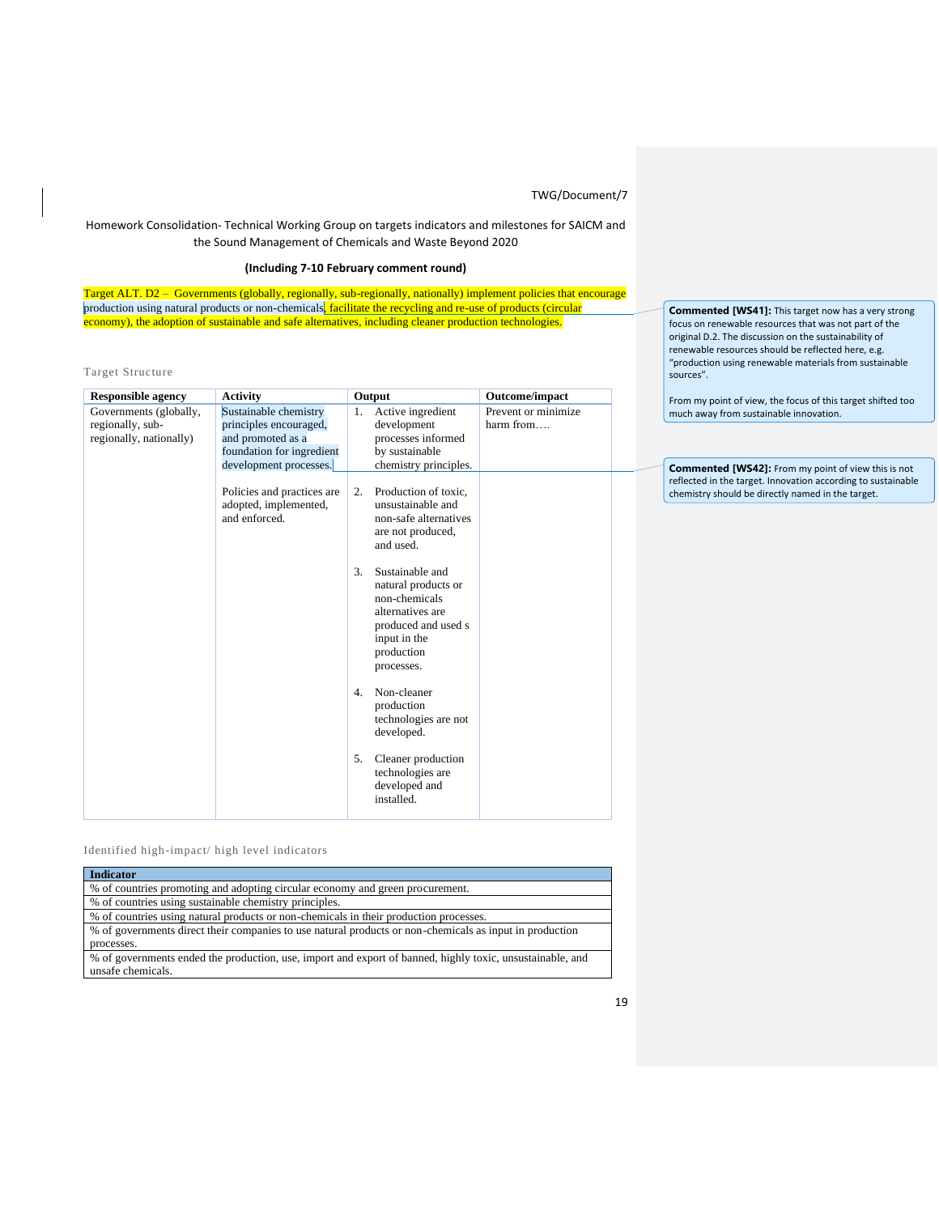TWG/Document/7

Homework Consolidation- Technical Working Group on targets indicators and milestones for SAICM and the Sound Management of Chemicals and Waste Beyond 2020

**(Including 7-10 February comment round)**

Target ALT. D2 – Governments (globally, regionally, sub-regionally, nationally) implement policies that encourage production using natural products or non-chemicals, facilitate the recycling and re-use of products (circular economy), the adoption of sustainable and safe alternatives, including cleaner production technologies.

> **Commented [WS41]:** This target now has a very strong focus on renewable resources that was not part of the original D.2. The discussion on the sustainability of renewable resources should be reflected here, e.g. "production using renewable materials from sustainable sources".
>
> From my point of view, the focus of this target shifted too much away from sustainable innovation.

Target Structure

| Responsible agency | Activity | Output | Outcome/impact |
|---|---|---|---|
| Governments (globally, regionally, sub-regionally, nationally) | Sustainable chemistry principles encouraged, and promoted as a foundation for ingredient development processes.<br><br>Policies and practices are adopted, implemented, and enforced. | 1. Active ingredient development processes informed by sustainable chemistry principles.<br><br>2. Production of toxic, unsustainable and non-safe alternatives are not produced, and used.<br><br>3. Sustainable and natural products or non-chemicals alternatives are produced and used s input in the production processes.<br><br>4. Non-cleaner production technologies are not developed.<br><br>5. Cleaner production technologies are developed and installed. | Prevent or minimize harm from…. |

> **Commented [WS42]:** From my point of view this is not reflected in the target. Innovation according to sustainable chemistry should be directly named in the target.

Identified high-impact/ high level indicators

| Indicator |
|---|
| % of countries promoting and adopting circular economy and green procurement. |
| % of countries using sustainable chemistry principles. |
| % of countries using natural products or non-chemicals in their production processes. |
| % of governments direct their companies to use natural products or non-chemicals as input in production processes. |
| % of governments ended the production, use, import and export of banned, highly toxic, unsustainable, and unsafe chemicals. |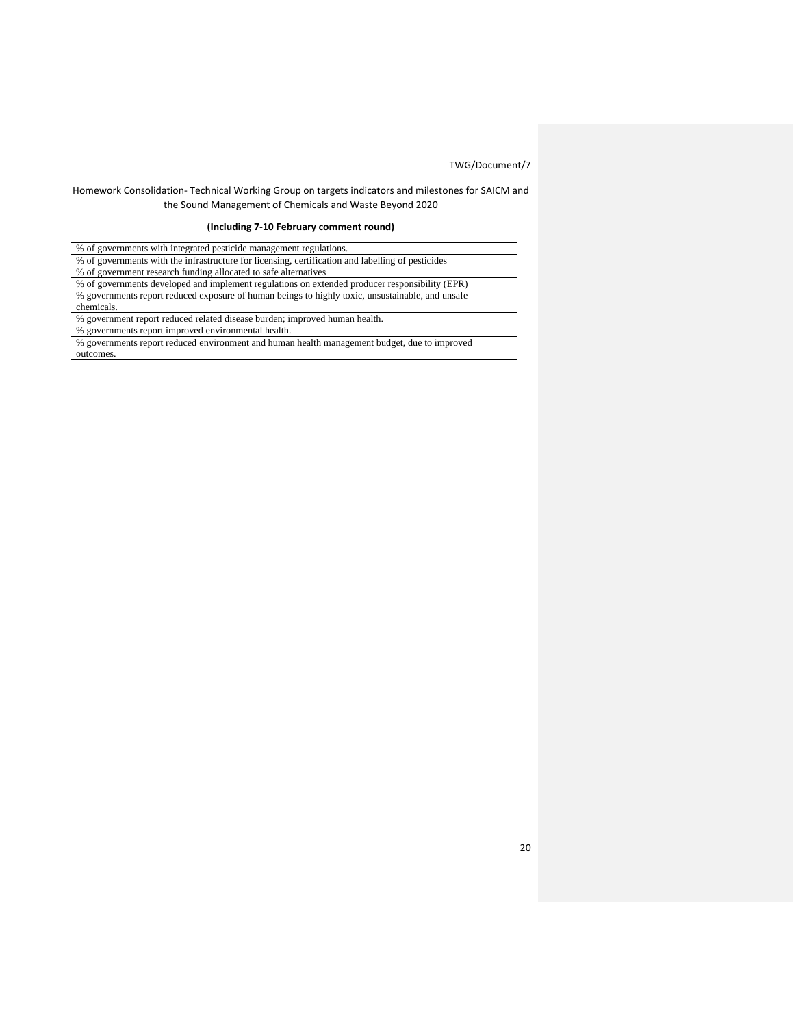Homework Consolidation- Technical Working Group on targets indicators and milestones for SAICM and the Sound Management of Chemicals and Waste Beyond 2020

**(Including 7-10 February comment round)**

| % of governments with integrated pesticide management regulations. |
|---|
| % of governments with the infrastructure for licensing, certification and labelling of pesticides |
| % of government research funding allocated to safe alternatives |
| % of governments developed and implement regulations on extended producer responsibility (EPR) |
| % governments report reduced exposure of human beings to highly toxic, unsustainable, and unsafe chemicals. |
| % government report reduced related disease burden; improved human health. |
| % governments report improved environmental health. |
| % governments report reduced environment and human health management budget, due to improved outcomes. |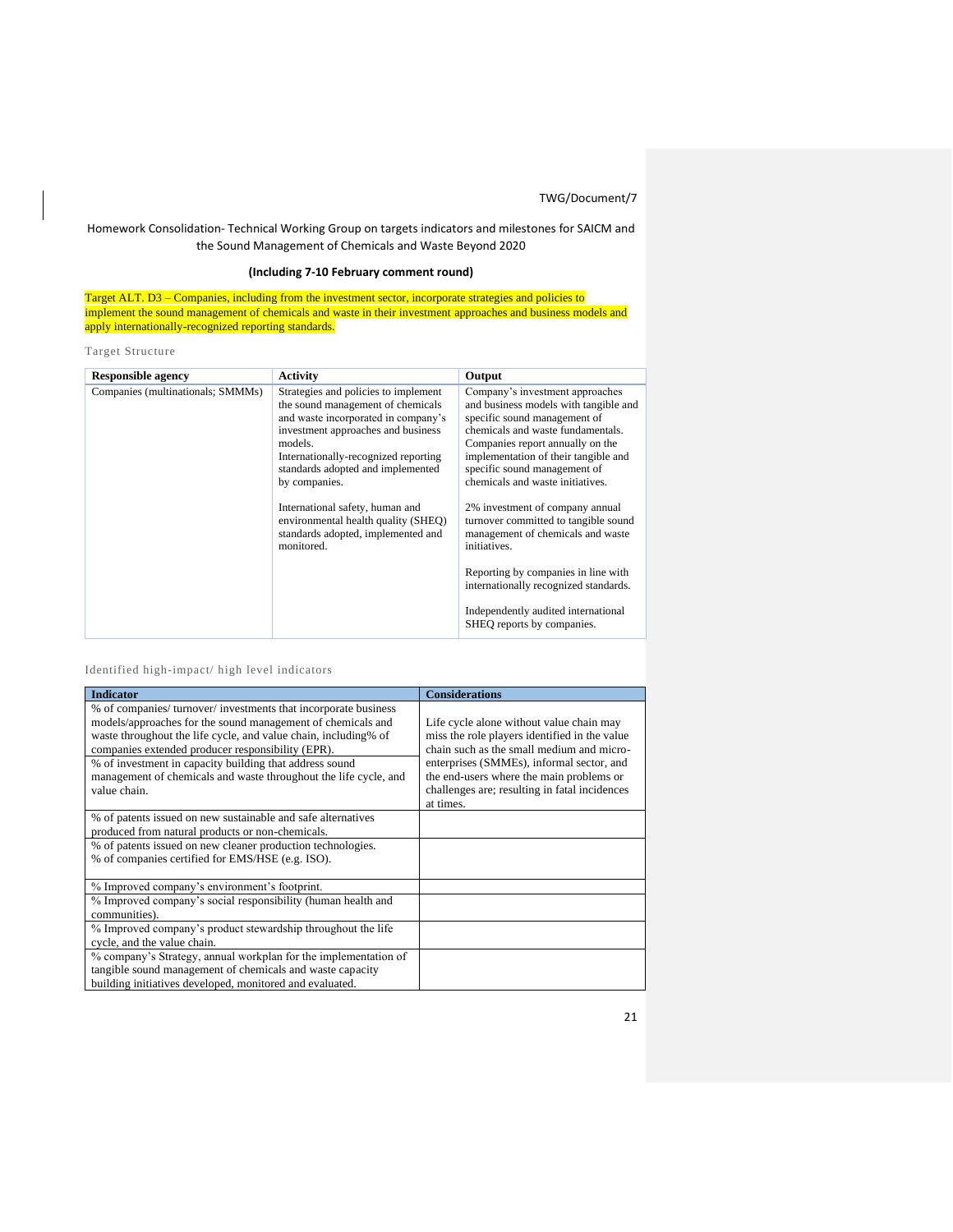Homework Consolidation- Technical Working Group on targets indicators and milestones for SAICM and the Sound Management of Chemicals and Waste Beyond 2020

**(Including 7-10 February comment round)**

Target ALT. D3 – Companies, including from the investment sector, incorporate strategies and policies to implement the sound management of chemicals and waste in their investment approaches and business models and apply internationally-recognized reporting standards.

Target Structure

| Responsible agency | Activity | Output |
|---|---|---|
| Companies (multinationals; SMMMs) | Strategies and policies to implement the sound management of chemicals and waste incorporated in company's investment approaches and business models.<br>Internationally-recognized reporting standards adopted and implemented by companies.<br><br>International safety, human and environmental health quality (SHEQ) standards adopted, implemented and monitored. | Company's investment approaches and business models with tangible and specific sound management of chemicals and waste fundamentals.<br>Companies report annually on the implementation of their tangible and specific sound management of chemicals and waste initiatives.<br><br>2% investment of company annual turnover committed to tangible sound management of chemicals and waste initiatives.<br><br>Reporting by companies in line with internationally recognized standards.<br><br>Independently audited international SHEQ reports by companies. |

Identified high-impact/ high level indicators

| Indicator | Considerations |
|---|---|
| % of companies/ turnover/ investments that incorporate business models/approaches for the sound management of chemicals and waste throughout the life cycle, and value chain, including% of companies extended producer responsibility (EPR).<br>% of investment in capacity building that address sound management of chemicals and waste throughout the life cycle, and value chain. | Life cycle alone without value chain may miss the role players identified in the value chain such as the small medium and micro-enterprises (SMMEs), informal sector, and the end-users where the main problems or challenges are; resulting in fatal incidences at times. |
| % of patents issued on new sustainable and safe alternatives produced from natural products or non-chemicals. | |
| % of patents issued on new cleaner production technologies.<br>% of companies certified for EMS/HSE (e.g. ISO). | |
| % Improved company's environment's footprint. | |
| % Improved company's social responsibility (human health and communities). | |
| % Improved company's product stewardship throughout the life cycle, and the value chain. | |
| % company's Strategy, annual workplan for the implementation of tangible sound management of chemicals and waste capacity building initiatives developed, monitored and evaluated. | |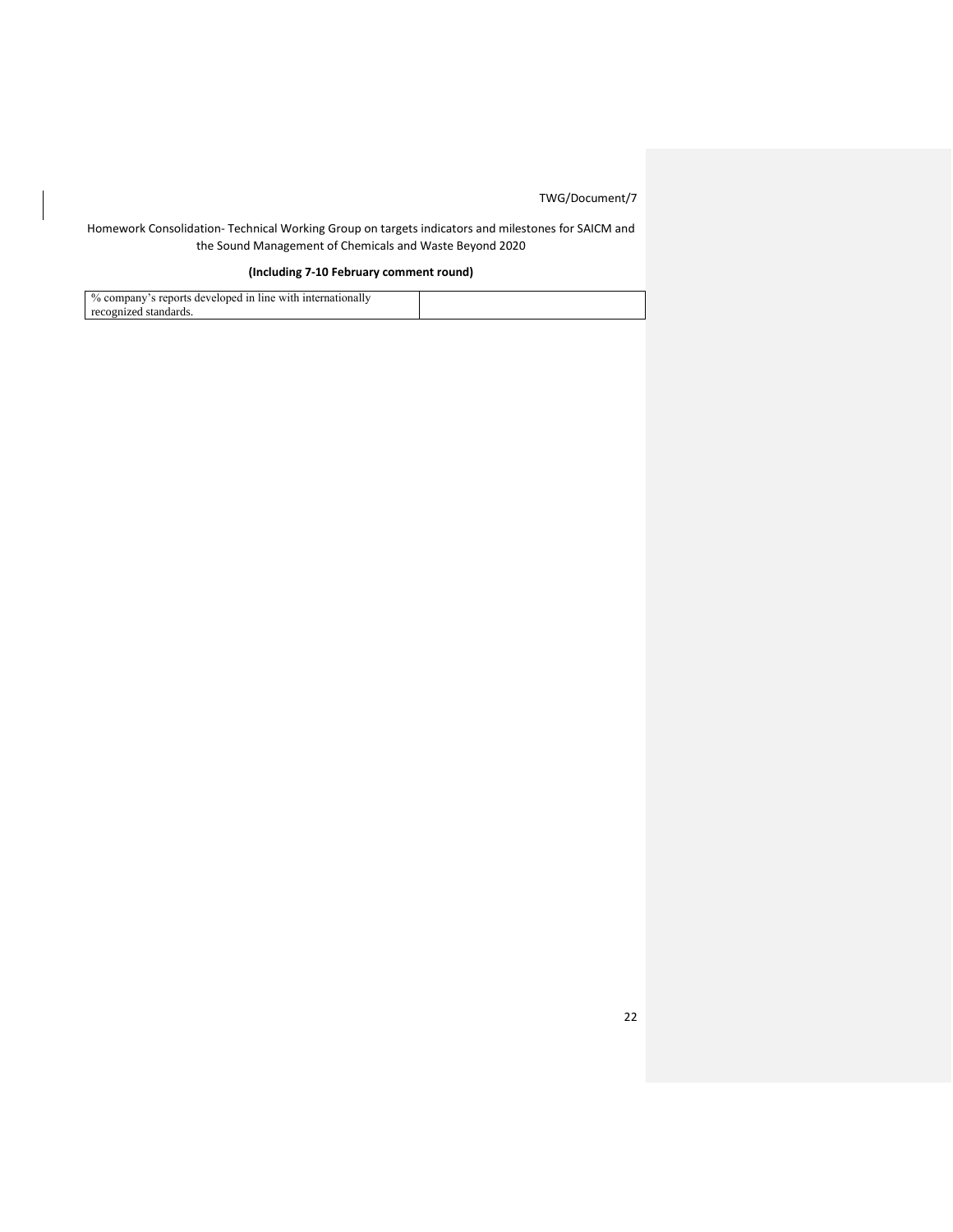| % company's reports developed in line with internationally recognized standards. | |
|---|---|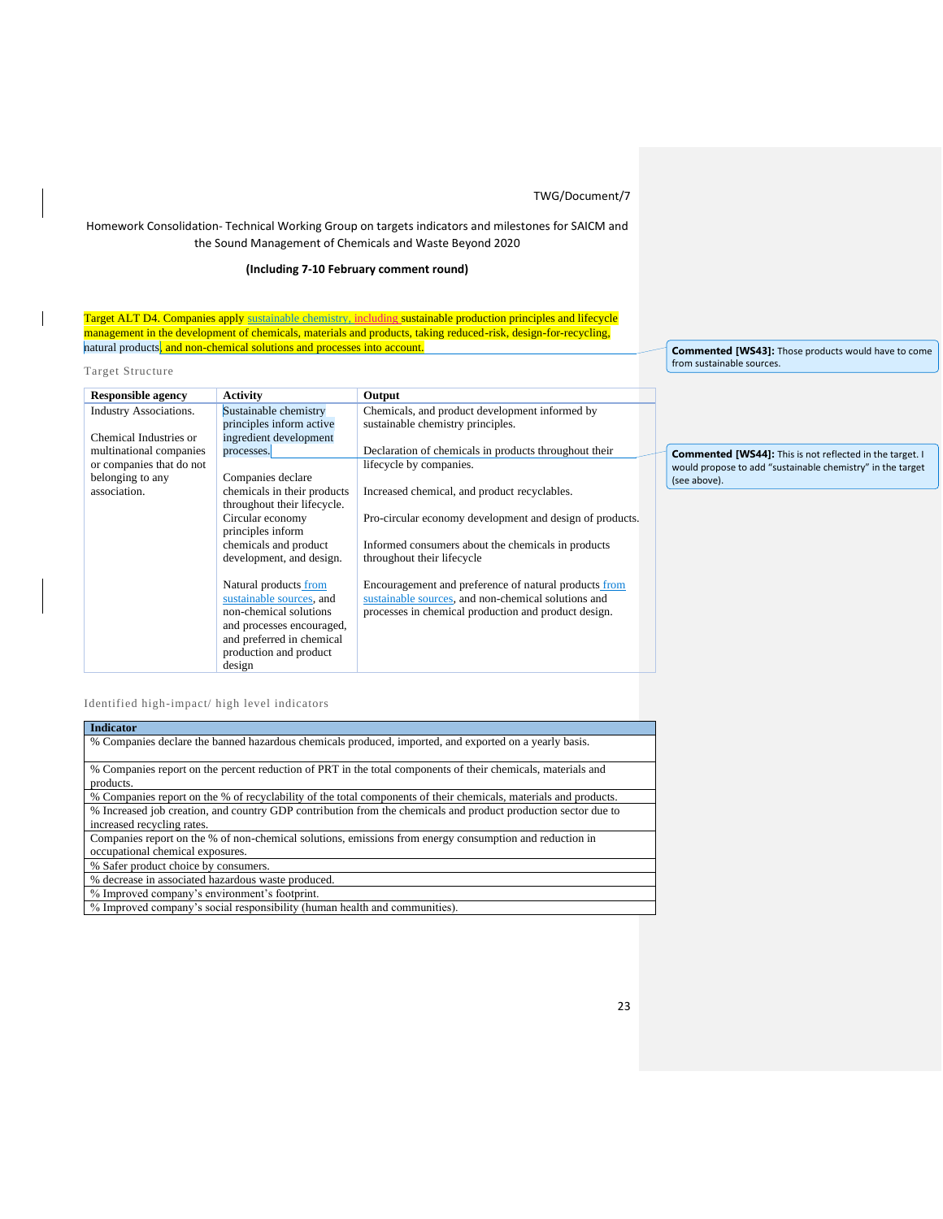TWG/Document/7

Homework Consolidation- Technical Working Group on targets indicators and milestones for SAICM and the Sound Management of Chemicals and Waste Beyond 2020

**(Including 7-10 February comment round)**

Target ALT D4. Companies apply sustainable chemistry, including sustainable production principles and lifecycle management in the development of chemicals, materials and products, taking reduced-risk, design-for-recycling, natural products, and non-chemical solutions and processes into account.

**Commented [WS43]:** Those products would have to come from sustainable sources.

Target Structure

| Responsible agency | Activity | Output |
|---|---|---|
| Industry Associations.<br><br>Chemical Industries or multinational companies or companies that do not belonging to any association. | Sustainable chemistry principles inform active ingredient development processes.<br><br>Companies declare chemicals in their products throughout their lifecycle.<br>Circular economy principles inform chemicals and product development, and design.<br><br>Natural products from sustainable sources, and non-chemical solutions and processes encouraged, and preferred in chemical production and product design | Chemicals, and product development informed by sustainable chemistry principles.<br><br>Declaration of chemicals in products throughout their lifecycle by companies.<br><br>Increased chemical, and product recyclables.<br><br>Pro-circular economy development and design of products.<br><br>Informed consumers about the chemicals in products throughout their lifecycle<br><br>Encouragement and preference of natural products from sustainable sources, and non-chemical solutions and processes in chemical production and product design. |

**Commented [WS44]:** This is not reflected in the target. I would propose to add "sustainable chemistry" in the target (see above).

Identified high-impact/ high level indicators

| Indicator |
|---|
| % Companies declare the banned hazardous chemicals produced, imported, and exported on a yearly basis. |
| % Companies report on the percent reduction of PRT in the total components of their chemicals, materials and products. |
| % Companies report on the % of recyclability of the total components of their chemicals, materials and products. |
| % Increased job creation, and country GDP contribution from the chemicals and product production sector due to increased recycling rates. |
| Companies report on the % of non-chemical solutions, emissions from energy consumption and reduction in occupational chemical exposures. |
| % Safer product choice by consumers. |
| % decrease in associated hazardous waste produced. |
| % Improved company's environment's footprint. |
| % Improved company's social responsibility (human health and communities). |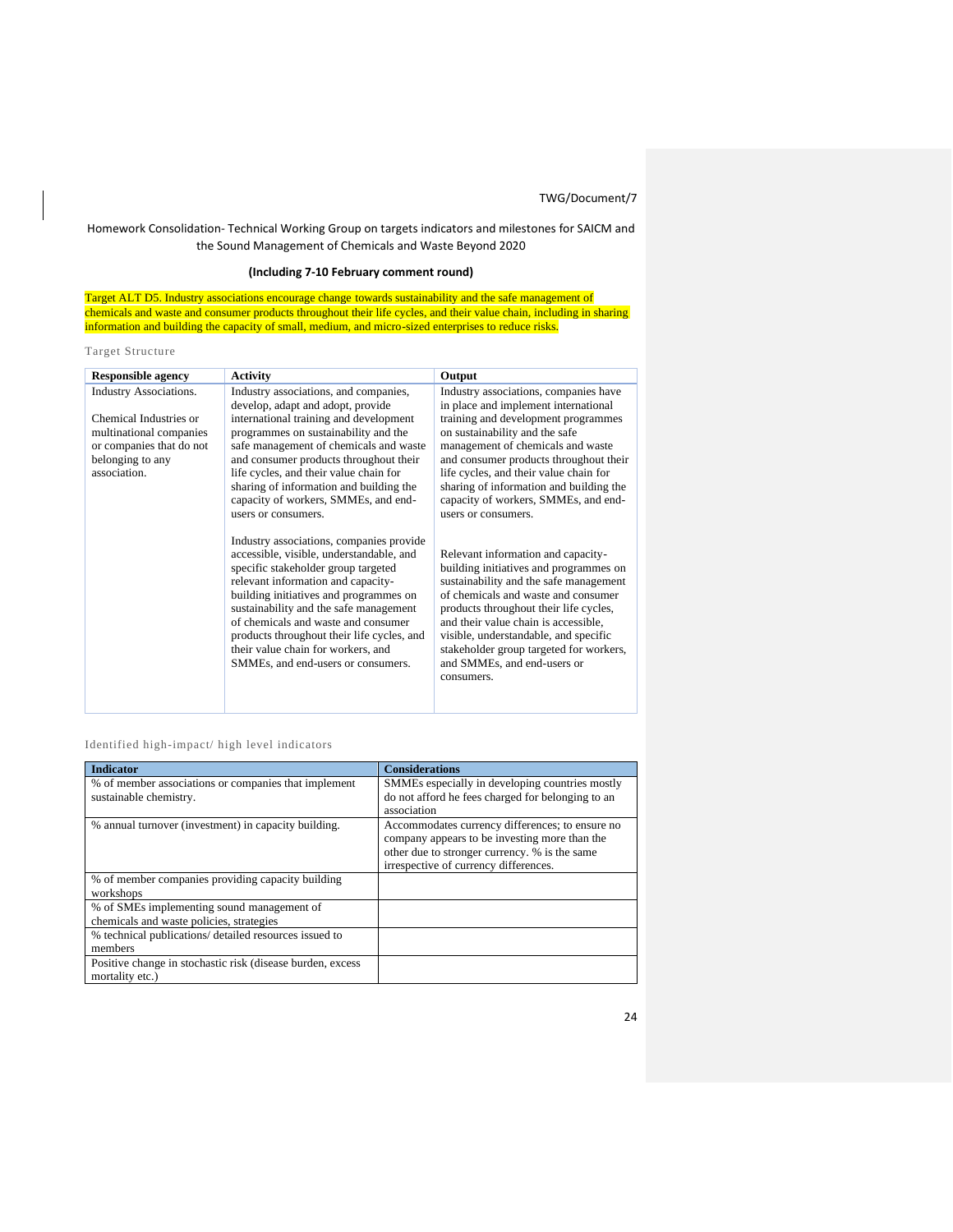Homework Consolidation- Technical Working Group on targets indicators and milestones for SAICM and the Sound Management of Chemicals and Waste Beyond 2020

**(Including 7-10 February comment round)**

Target ALT D5. Industry associations encourage change towards sustainability and the safe management of chemicals and waste and consumer products throughout their life cycles, and their value chain, including in sharing information and building the capacity of small, medium, and micro-sized enterprises to reduce risks.

Target Structure

| Responsible agency | Activity | Output |
| --- | --- | --- |
| Industry Associations.<br><br>Chemical Industries or multinational companies or companies that do not belonging to any association. | Industry associations, and companies, develop, adapt and adopt, provide international training and development programmes on sustainability and the safe management of chemicals and waste and consumer products throughout their life cycles, and their value chain for sharing of information and building the capacity of workers, SMMEs, and end-users or consumers.<br><br>Industry associations, companies provide accessible, visible, understandable, and specific stakeholder group targeted relevant information and capacity-building initiatives and programmes on sustainability and the safe management of chemicals and waste and consumer products throughout their life cycles, and their value chain for workers, and SMMEs, and end-users or consumers. | Industry associations, companies have in place and implement international training and development programmes on sustainability and the safe management of chemicals and waste and consumer products throughout their life cycles, and their value chain for sharing of information and building the capacity of workers, SMMEs, and end-users or consumers.<br><br>Relevant information and capacity-building initiatives and programmes on sustainability and the safe management of chemicals and waste and consumer products throughout their life cycles, and their value chain is accessible, visible, understandable, and specific stakeholder group targeted for workers, and SMMEs, and end-users or consumers. |

Identified high-impact/ high level indicators

| Indicator | Considerations |
| --- | --- |
| % of member associations or companies that implement sustainable chemistry. | SMMEs especially in developing countries mostly do not afford he fees charged for belonging to an association |
| % annual turnover (investment) in capacity building. | Accommodates currency differences; to ensure no company appears to be investing more than the other due to stronger currency. % is the same irrespective of currency differences. |
| % of member companies providing capacity building workshops | |
| % of SMEs implementing sound management of chemicals and waste policies, strategies | |
| % technical publications/ detailed resources issued to members | |
| Positive change in stochastic risk (disease burden, excess mortality etc.) | |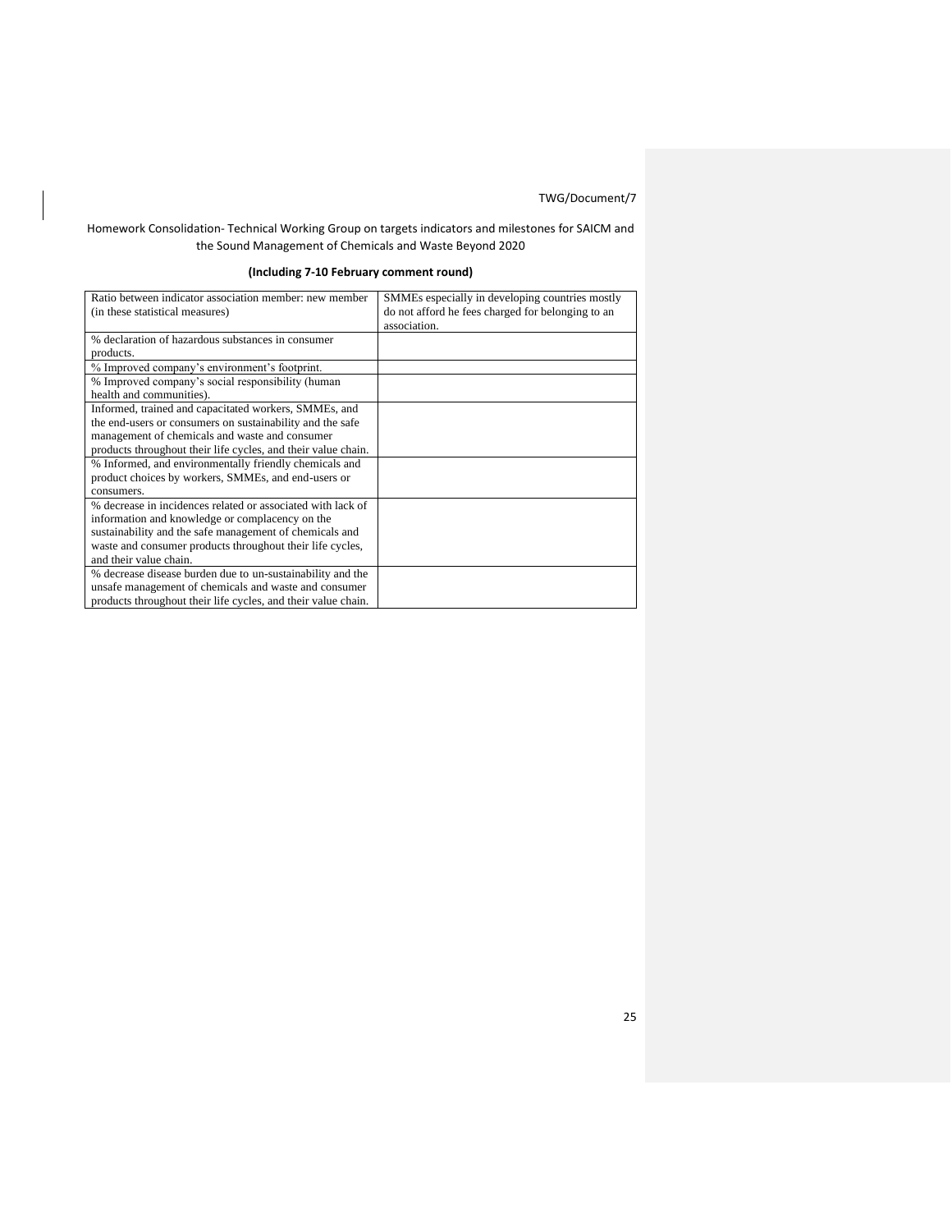Homework Consolidation- Technical Working Group on targets indicators and milestones for SAICM and the Sound Management of Chemicals and Waste Beyond 2020

**(Including 7-10 February comment round)**

| | |
|---|---|
| Ratio between indicator association member: new member (in these statistical measures) | SMMEs especially in developing countries mostly do not afford he fees charged for belonging to an association. |
| % declaration of hazardous substances in consumer products. | |
| % Improved company's environment's footprint. | |
| % Improved company's social responsibility (human health and communities). | |
| Informed, trained and capacitated workers, SMMEs, and the end-users or consumers on sustainability and the safe management of chemicals and waste and consumer products throughout their life cycles, and their value chain. | |
| % Informed, and environmentally friendly chemicals and product choices by workers, SMMEs, and end-users or consumers. | |
| % decrease in incidences related or associated with lack of information and knowledge or complacency on the sustainability and the safe management of chemicals and waste and consumer products throughout their life cycles, and their value chain. | |
| % decrease disease burden due to un-sustainability and the unsafe management of chemicals and waste and consumer products throughout their life cycles, and their value chain. | |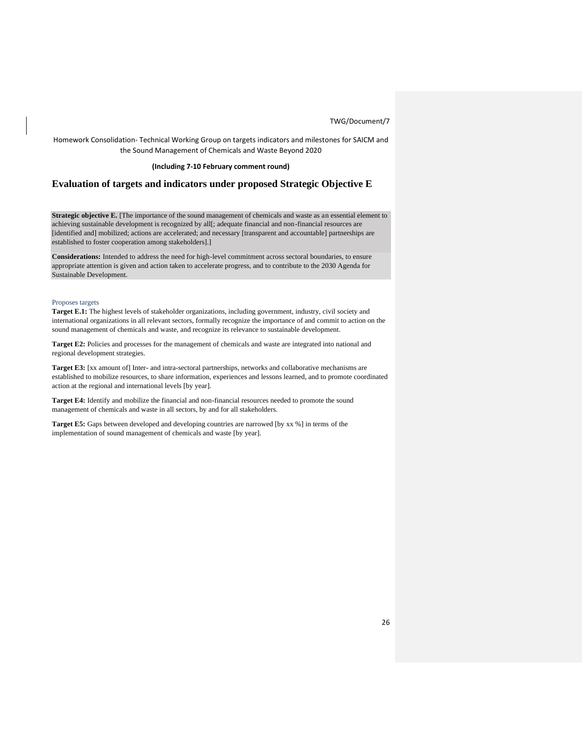Homework Consolidation- Technical Working Group on targets indicators and milestones for SAICM and the Sound Management of Chemicals and Waste Beyond 2020

**(Including 7-10 February comment round)**

## Evaluation of targets and indicators under proposed Strategic Objective E

**Strategic objective E.** [The importance of the sound management of chemicals and waste as an essential element to achieving sustainable development is recognized by all[; adequate financial and non-financial resources are [identified and] mobilized; actions are accelerated; and necessary [transparent and accountable] partnerships are established to foster cooperation among stakeholders].]

**Considerations:** Intended to address the need for high-level commitment across sectoral boundaries, to ensure appropriate attention is given and action taken to accelerate progress, and to contribute to the 2030 Agenda for Sustainable Development.

### Proposes targets

**Target E.1:** The highest levels of stakeholder organizations, including government, industry, civil society and international organizations in all relevant sectors, formally recognize the importance of and commit to action on the sound management of chemicals and waste, and recognize its relevance to sustainable development.

**Target E2:** Policies and processes for the management of chemicals and waste are integrated into national and regional development strategies.

**Target E3:** [xx amount of] Inter- and intra-sectoral partnerships, networks and collaborative mechanisms are established to mobilize resources, to share information, experiences and lessons learned, and to promote coordinated action at the regional and international levels [by year].

**Target E4:** Identify and mobilize the financial and non-financial resources needed to promote the sound management of chemicals and waste in all sectors, by and for all stakeholders.

**Target E5:** Gaps between developed and developing countries are narrowed [by xx %] in terms of the implementation of sound management of chemicals and waste [by year].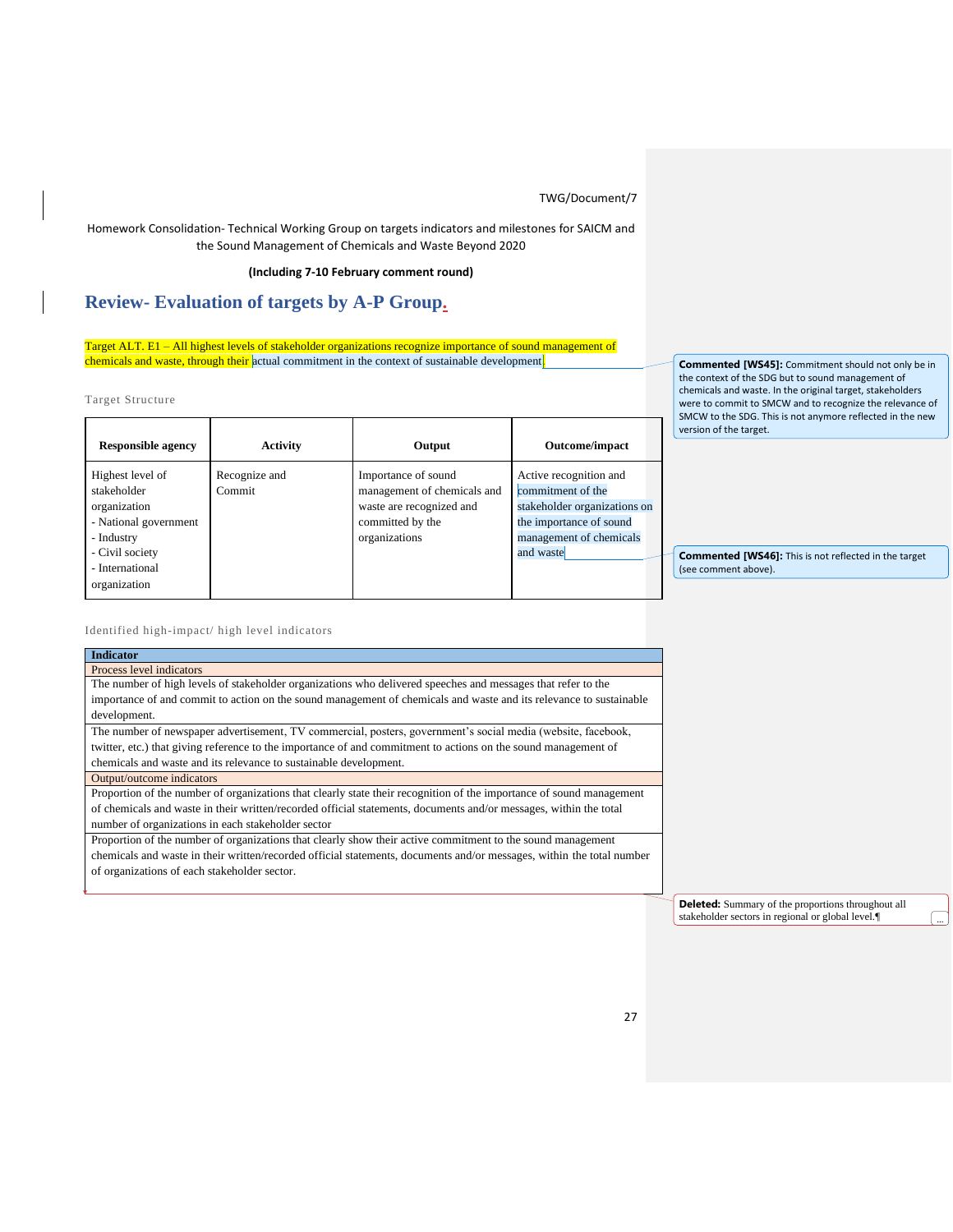TWG/Document/7

Homework Consolidation- Technical Working Group on targets indicators and milestones for SAICM and the Sound Management of Chemicals and Waste Beyond 2020

**(Including 7-10 February comment round)**

# Review- Evaluation of targets by A-P Group.

Target ALT. E1 – All highest levels of stakeholder organizations recognize importance of sound management of chemicals and waste, through their actual commitment in the context of sustainable development.

> **Commented [WS45]:** Commitment should not only be in the context of the SDG but to sound management of chemicals and waste. In the original target, stakeholders were to commit to SMCW and to recognize the relevance of SMCW to the SDG. This is not anymore reflected in the new version of the target.

Target Structure

| Responsible agency | Activity | Output | Outcome/impact |
|---|---|---|---|
| Highest level of stakeholder organization<br>- National government<br>- Industry<br>- Civil society<br>- International organization | Recognize and Commit | Importance of sound management of chemicals and waste are recognized and committed by the organizations | Active recognition and commitment of the stakeholder organizations on the importance of sound management of chemicals and waste |

> **Commented [WS46]:** This is not reflected in the target (see comment above).

Identified high-impact/ high level indicators

| Indicator |
|---|
| Process level indicators |
| The number of high levels of stakeholder organizations who delivered speeches and messages that refer to the importance of and commit to action on the sound management of chemicals and waste and its relevance to sustainable development. |
| The number of newspaper advertisement, TV commercial, posters, government's social media (website, facebook, twitter, etc.) that giving reference to the importance of and commitment to actions on the sound management of chemicals and waste and its relevance to sustainable development. |
| Output/outcome indicators |
| Proportion of the number of organizations that clearly state their recognition of the importance of sound management of chemicals and waste in their written/recorded official statements, documents and/or messages, within the total number of organizations in each stakeholder sector |
| Proportion of the number of organizations that clearly show their active commitment to the sound management chemicals and waste in their written/recorded official statements, documents and/or messages, within the total number of organizations of each stakeholder sector. |

> **Deleted:** Summary of the proportions throughout all stakeholder sectors in regional or global level.¶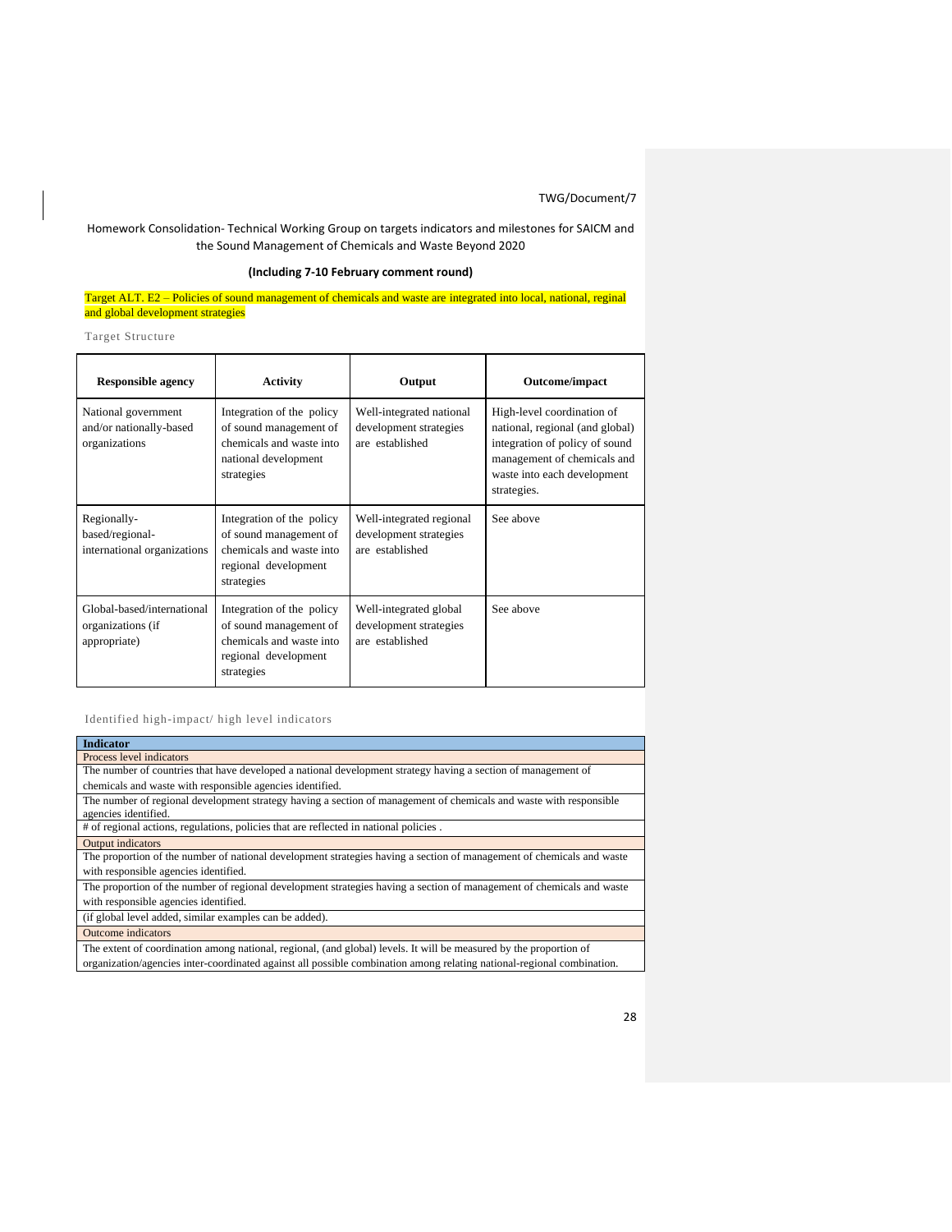Homework Consolidation- Technical Working Group on targets indicators and milestones for SAICM and the Sound Management of Chemicals and Waste Beyond 2020

**(Including 7-10 February comment round)**

Target ALT. E2 – Policies of sound management of chemicals and waste are integrated into local, national, reginal and global development strategies

Target Structure

| Responsible agency | Activity | Output | Outcome/impact |
|---|---|---|---|
| National government and/or nationally-based organizations | Integration of the policy of sound management of chemicals and waste into national development strategies | Well-integrated national development strategies are established | High-level coordination of national, regional (and global) integration of policy of sound management of chemicals and waste into each development strategies. |
| Regionally-based/regional-international organizations | Integration of the policy of sound management of chemicals and waste into regional development strategies | Well-integrated regional development strategies are established | See above |
| Global-based/international organizations (if appropriate) | Integration of the policy of sound management of chemicals and waste into regional development strategies | Well-integrated global development strategies are established | See above |

Identified high-impact/ high level indicators

| Indicator |
|---|
| Process level indicators |
| The number of countries that have developed a national development strategy having a section of management of chemicals and waste with responsible agencies identified. |
| The number of regional development strategy having a section of management of chemicals and waste with responsible agencies identified. |
| # of regional actions, regulations, policies that are reflected in national policies . |
| Output indicators |
| The proportion of the number of national development strategies having a section of management of chemicals and waste with responsible agencies identified. |
| The proportion of the number of regional development strategies having a section of management of chemicals and waste with responsible agencies identified. |
| (if global level added, similar examples can be added). |
| Outcome indicators |
| The extent of coordination among national, regional, (and global) levels. It will be measured by the proportion of organization/agencies inter-coordinated against all possible combination among relating national-regional combination. |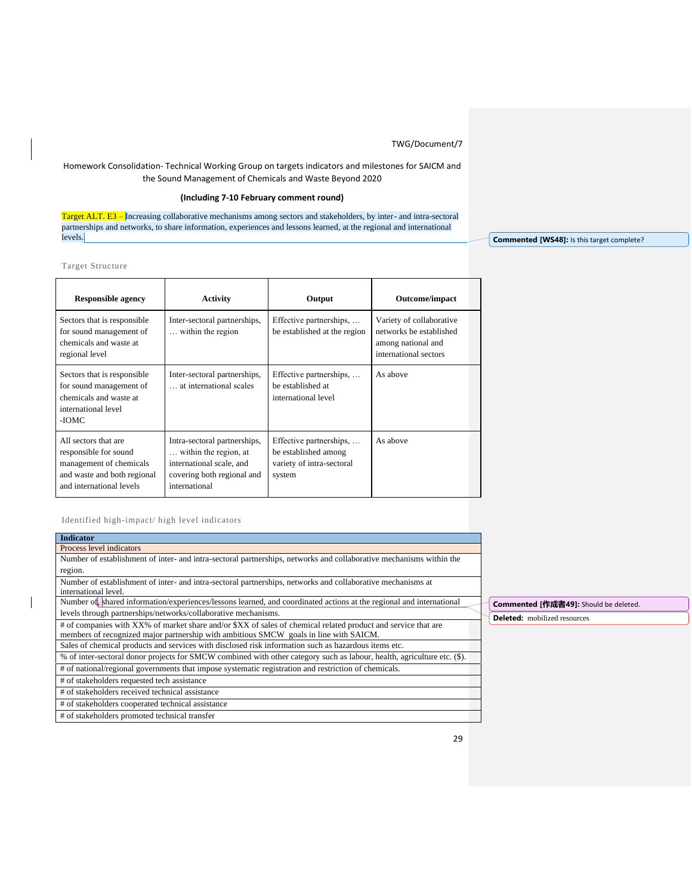Homework Consolidation- Technical Working Group on targets indicators and milestones for SAICM and the Sound Management of Chemicals and Waste Beyond 2020

**(Including 7-10 February comment round)**

Target ALT. E3 – Increasing collaborative mechanisms among sectors and stakeholders, by inter- and intra-sectoral partnerships and networks, to share information, experiences and lessons learned, at the regional and international levels.

Commented [WS48]: Is this target complete?

Target Structure

| Responsible agency | Activity | Output | Outcome/impact |
|---|---|---|---|
| Sectors that is responsible for sound management of chemicals and waste at regional level | Inter-sectoral partnerships, … within the region | Effective partnerships, … be established at the region | Variety of collaborative networks be established among national and international sectors |
| Sectors that is responsible for sound management of chemicals and waste at international level -IOMC | Inter-sectoral partnerships, … at international scales | Effective partnerships, … be established at international level | As above |
| All sectors that are responsible for sound management of chemicals and waste and both regional and international levels | Intra-sectoral partnerships, … within the region, at international scale, and covering both regional and international | Effective partnerships, … be established among variety of intra-sectoral system | As above |

Identified high-impact/ high level indicators

| Indicator |
|---|
| Process level indicators |
| Number of establishment of inter- and intra-sectoral partnerships, networks and collaborative mechanisms within the region. |
| Number of establishment of inter- and intra-sectoral partnerships, networks and collaborative mechanisms at international level. |
| Number of shared information/experiences/lessons learned, and coordinated actions at the regional and international levels through partnerships/networks/collaborative mechanisms. |
| # of companies with XX% of market share and/or $XX of sales of chemical related product and service that are members of recognized major partnership with ambitious SMCW goals in line with SAICM. |
| Sales of chemical products and services with disclosed risk information such as hazardous items etc. |
| % of inter-sectoral donor projects for SMCW combined with other category such as labour, health, agriculture etc. ($). |
| # of national/regional governments that impose systematic registration and restriction of chemicals. |
| # of stakeholders requested tech assistance |
| # of stakeholders received technical assistance |
| # of stakeholders cooperated technical assistance |
| # of stakeholders promoted technical transfer |

Commented [作成者49]: Should be deleted.

Deleted: mobilized resources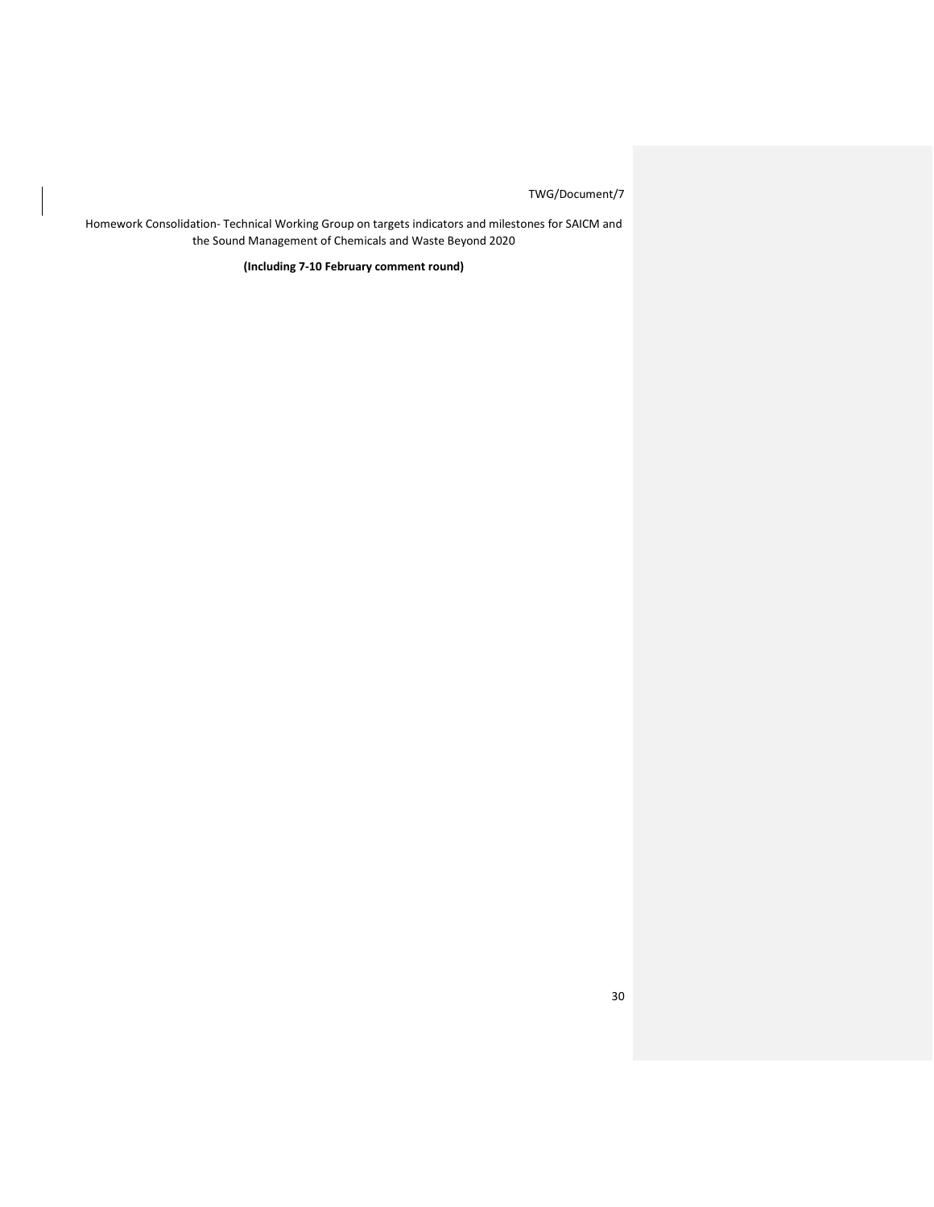TWG/Document/7

Homework Consolidation- Technical Working Group on targets indicators and milestones for SAICM and the Sound Management of Chemicals and Waste Beyond 2020

**(Including 7-10 February comment round)**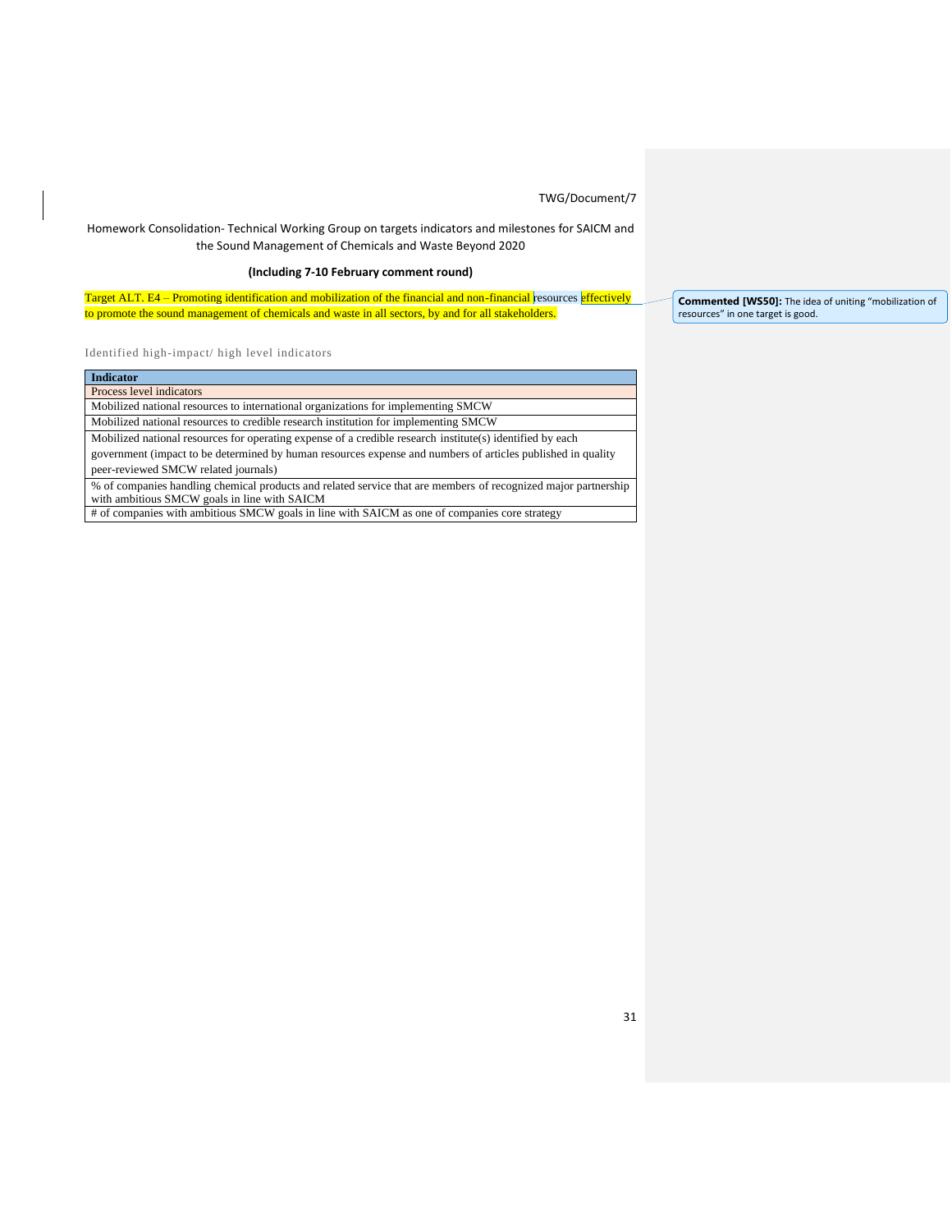Homework Consolidation- Technical Working Group on targets indicators and milestones for SAICM and the Sound Management of Chemicals and Waste Beyond 2020

**(Including 7-10 February comment round)**

Target ALT. E4 – Promoting identification and mobilization of the financial and non-financial resources effectively to promote the sound management of chemicals and waste in all sectors, by and for all stakeholders.

**Commented [WS50]:** The idea of uniting "mobilization of resources" in one target is good.

Identified high-impact/ high level indicators

| Indicator |
|---|
| Process level indicators |
| Mobilized national resources to international organizations for implementing SMCW |
| Mobilized national resources to credible research institution for implementing SMCW |
| Mobilized national resources for operating expense of a credible research institute(s) identified by each government (impact to be determined by human resources expense and numbers of articles published in quality peer-reviewed SMCW related journals) |
| % of companies handling chemical products and related service that are members of recognized major partnership with ambitious SMCW goals in line with SAICM |
| # of companies with ambitious SMCW goals in line with SAICM as one of companies core strategy |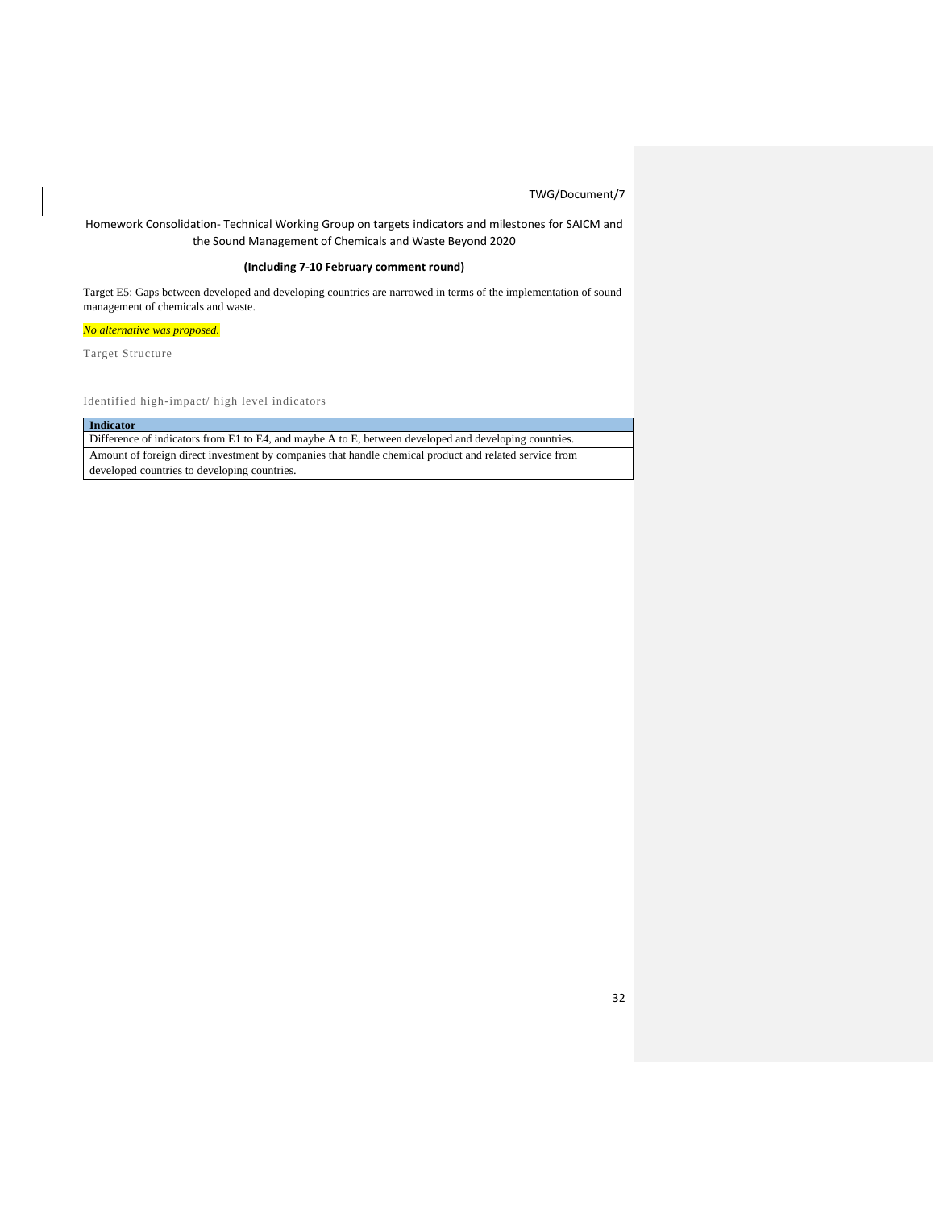Homework Consolidation- Technical Working Group on targets indicators and milestones for SAICM and the Sound Management of Chemicals and Waste Beyond 2020

**(Including 7-10 February comment round)**

Target E5: Gaps between developed and developing countries are narrowed in terms of the implementation of sound management of chemicals and waste.

*No alternative was proposed.*

Target Structure

Identified high-impact/ high level indicators

| Indicator |
|---|
| Difference of indicators from E1 to E4, and maybe A to E, between developed and developing countries. |
| Amount of foreign direct investment by companies that handle chemical product and related service from developed countries to developing countries. |